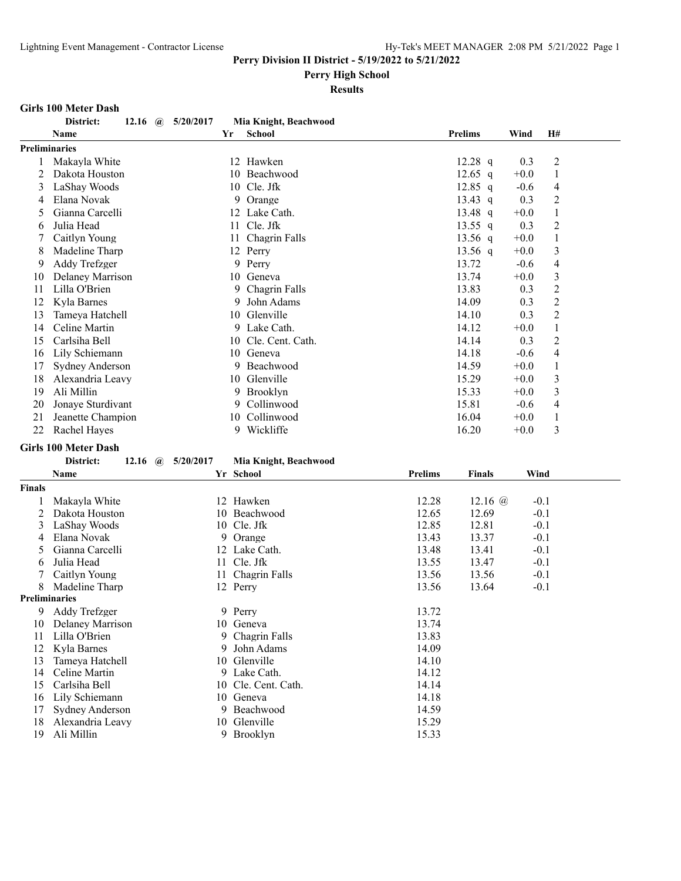**Perry Division II District - 5/19/2022 to 5/21/2022**

**Perry High School**

**Results**

### Girls 100 Meter Dash

**District: 12.16 @ 5/20/2017 Mia Knight, Beachwood**

| | Name | Yr | School | Prelims | | Wind | H# |
|---|---|---|---|---|---|---|---|
| **Preliminaries** | | | | | | | |
| 1 | Makayla White | 12 | Hawken | 12.28 | q | 0.3 | 2 |
| 2 | Dakota Houston | 10 | Beachwood | 12.65 | q | +0.0 | 1 |
| 3 | LaShay Woods | 10 | Cle. Jfk | 12.85 | q | -0.6 | 4 |
| 4 | Elana Novak | 9 | Orange | 13.43 | q | 0.3 | 2 |
| 5 | Gianna Carcelli | 12 | Lake Cath. | 13.48 | q | +0.0 | 1 |
| 6 | Julia Head | 11 | Cle. Jfk | 13.55 | q | 0.3 | 2 |
| 7 | Caitlyn Young | 11 | Chagrin Falls | 13.56 | q | +0.0 | 1 |
| 8 | Madeline Tharp | 12 | Perry | 13.56 | q | +0.0 | 3 |
| 9 | Addy Trefzger | 9 | Perry | 13.72 | | -0.6 | 4 |
| 10 | Delaney Marrison | 10 | Geneva | 13.74 | | +0.0 | 3 |
| 11 | Lilla O'Brien | 9 | Chagrin Falls | 13.83 | | 0.3 | 2 |
| 12 | Kyla Barnes | 9 | John Adams | 14.09 | | 0.3 | 2 |
| 13 | Tameya Hatchell | 10 | Glenville | 14.10 | | 0.3 | 2 |
| 14 | Celine Martin | 9 | Lake Cath. | 14.12 | | +0.0 | 1 |
| 15 | Carlsiha Bell | 10 | Cle. Cent. Cath. | 14.14 | | 0.3 | 2 |
| 16 | Lily Schiemann | 10 | Geneva | 14.18 | | -0.6 | 4 |
| 17 | Sydney Anderson | 9 | Beachwood | 14.59 | | +0.0 | 1 |
| 18 | Alexandria Leavy | 10 | Glenville | 15.29 | | +0.0 | 3 |
| 19 | Ali Millin | 9 | Brooklyn | 15.33 | | +0.0 | 3 |
| 20 | Jonaye Sturdivant | 9 | Collinwood | 15.81 | | -0.6 | 4 |
| 21 | Jeanette Champion | 10 | Collinwood | 16.04 | | +0.0 | 1 |
| 22 | Rachel Hayes | 9 | Wickliffe | 16.20 | | +0.0 | 3 |

### Girls 100 Meter Dash

**District: 12.16 @ 5/20/2017 Mia Knight, Beachwood**

| | Name | Yr | School | Prelims | Finals | Wind |
|---|---|---|---|---|---|---|
| **Finals** | | | | | | |
| 1 | Makayla White | 12 | Hawken | 12.28 | 12.16 @ | -0.1 |
| 2 | Dakota Houston | 10 | Beachwood | 12.65 | 12.69 | -0.1 |
| 3 | LaShay Woods | 10 | Cle. Jfk | 12.85 | 12.81 | -0.1 |
| 4 | Elana Novak | 9 | Orange | 13.43 | 13.37 | -0.1 |
| 5 | Gianna Carcelli | 12 | Lake Cath. | 13.48 | 13.41 | -0.1 |
| 6 | Julia Head | 11 | Cle. Jfk | 13.55 | 13.47 | -0.1 |
| 7 | Caitlyn Young | 11 | Chagrin Falls | 13.56 | 13.56 | -0.1 |
| 8 | Madeline Tharp | 12 | Perry | 13.56 | 13.64 | -0.1 |
| **Preliminaries** | | | | | | |
| 9 | Addy Trefzger | 9 | Perry | 13.72 | | |
| 10 | Delaney Marrison | 10 | Geneva | 13.74 | | |
| 11 | Lilla O'Brien | 9 | Chagrin Falls | 13.83 | | |
| 12 | Kyla Barnes | 9 | John Adams | 14.09 | | |
| 13 | Tameya Hatchell | 10 | Glenville | 14.10 | | |
| 14 | Celine Martin | 9 | Lake Cath. | 14.12 | | |
| 15 | Carlsiha Bell | 10 | Cle. Cent. Cath. | 14.14 | | |
| 16 | Lily Schiemann | 10 | Geneva | 14.18 | | |
| 17 | Sydney Anderson | 9 | Beachwood | 14.59 | | |
| 18 | Alexandria Leavy | 10 | Glenville | 15.29 | | |
| 19 | Ali Millin | 9 | Brooklyn | 15.33 | | |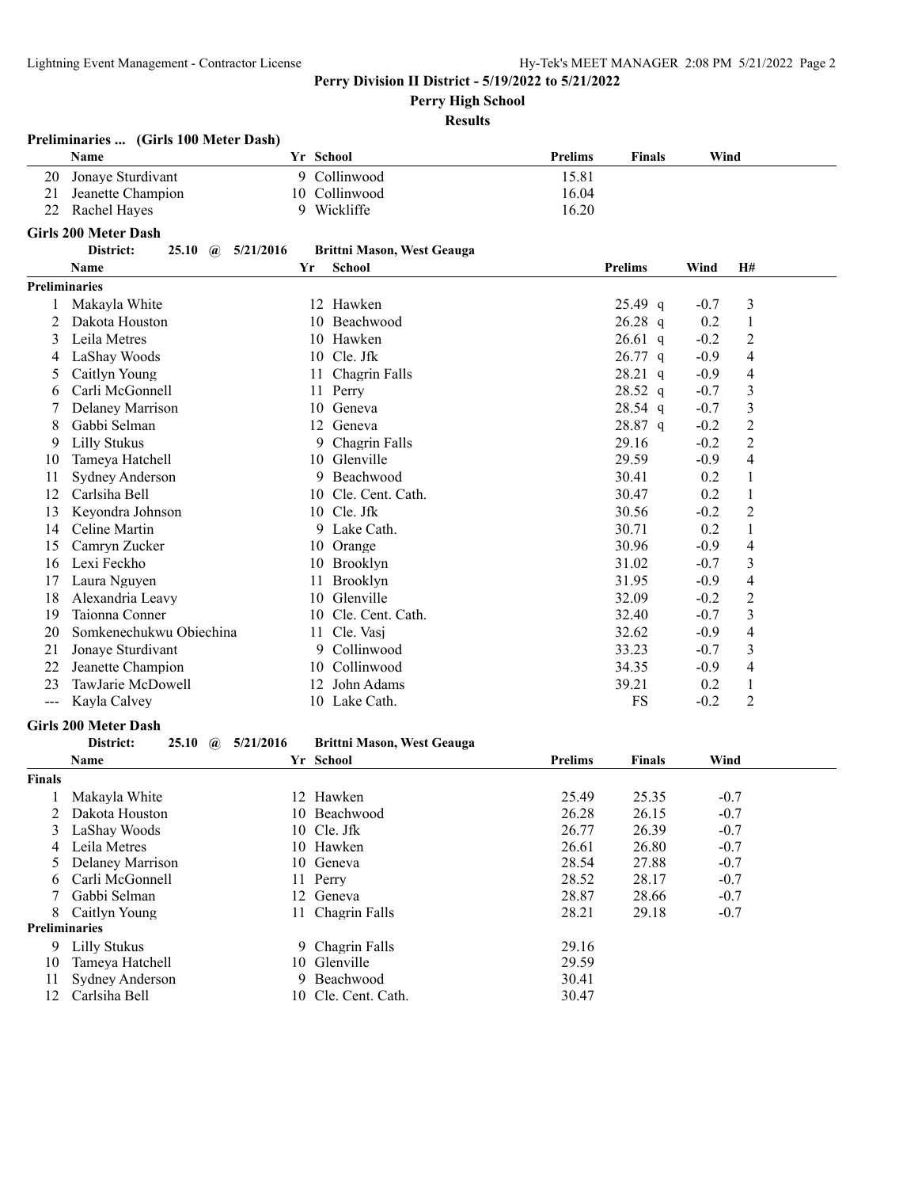**Perry Division II District - 5/19/2022 to 5/21/2022**

**Perry High School**

**Results**

### Preliminaries ... (Girls 100 Meter Dash)

| | Name | Yr | School | Prelims | Finals | Wind |
|---|---|---|---|---|---|---|
| 20 | Jonaye Sturdivant | 9 | Collinwood | 15.81 | | |
| 21 | Jeanette Champion | 10 | Collinwood | 16.04 | | |
| 22 | Rachel Hayes | 9 | Wickliffe | 16.20 | | |

### Girls 200 Meter Dash

**District: 25.10 @ 5/21/2016 Brittni Mason, West Geauga**

| | Name | Yr | School | Prelims | Wind | H# |
|---|---|---|---|---|---|---|
| **Preliminaries** | | | | | | |
| 1 | Makayla White | 12 | Hawken | 25.49 q | -0.7 | 3 |
| 2 | Dakota Houston | 10 | Beachwood | 26.28 q | 0.2 | 1 |
| 3 | Leila Metres | 10 | Hawken | 26.61 q | -0.2 | 2 |
| 4 | LaShay Woods | 10 | Cle. Jfk | 26.77 q | -0.9 | 4 |
| 5 | Caitlyn Young | 11 | Chagrin Falls | 28.21 q | -0.9 | 4 |
| 6 | Carli McGonnell | 11 | Perry | 28.52 q | -0.7 | 3 |
| 7 | Delaney Marrison | 10 | Geneva | 28.54 q | -0.7 | 3 |
| 8 | Gabbi Selman | 12 | Geneva | 28.87 q | -0.2 | 2 |
| 9 | Lilly Stukus | 9 | Chagrin Falls | 29.16 | -0.2 | 2 |
| 10 | Tameya Hatchell | 10 | Glenville | 29.59 | -0.9 | 4 |
| 11 | Sydney Anderson | 9 | Beachwood | 30.41 | 0.2 | 1 |
| 12 | Carlsiha Bell | 10 | Cle. Cent. Cath. | 30.47 | 0.2 | 1 |
| 13 | Keyondra Johnson | 10 | Cle. Jfk | 30.56 | -0.2 | 2 |
| 14 | Celine Martin | 9 | Lake Cath. | 30.71 | 0.2 | 1 |
| 15 | Camryn Zucker | 10 | Orange | 30.96 | -0.9 | 4 |
| 16 | Lexi Feckho | 10 | Brooklyn | 31.02 | -0.7 | 3 |
| 17 | Laura Nguyen | 11 | Brooklyn | 31.95 | -0.9 | 4 |
| 18 | Alexandria Leavy | 10 | Glenville | 32.09 | -0.2 | 2 |
| 19 | Taionna Conner | 10 | Cle. Cent. Cath. | 32.40 | -0.7 | 3 |
| 20 | Somkenechukwu Obiechina | 11 | Cle. Vasj | 32.62 | -0.9 | 4 |
| 21 | Jonaye Sturdivant | 9 | Collinwood | 33.23 | -0.7 | 3 |
| 22 | Jeanette Champion | 10 | Collinwood | 34.35 | -0.9 | 4 |
| 23 | TawJarie McDowell | 12 | John Adams | 39.21 | 0.2 | 1 |
| --- | Kayla Calvey | 10 | Lake Cath. | FS | -0.2 | 2 |

### Girls 200 Meter Dash

**District: 25.10 @ 5/21/2016 Brittni Mason, West Geauga**

| | Name | Yr | School | Prelims | Finals | Wind |
|---|---|---|---|---|---|---|
| **Finals** | | | | | | |
| 1 | Makayla White | 12 | Hawken | 25.49 | 25.35 | -0.7 |
| 2 | Dakota Houston | 10 | Beachwood | 26.28 | 26.15 | -0.7 |
| 3 | LaShay Woods | 10 | Cle. Jfk | 26.77 | 26.39 | -0.7 |
| 4 | Leila Metres | 10 | Hawken | 26.61 | 26.80 | -0.7 |
| 5 | Delaney Marrison | 10 | Geneva | 28.54 | 27.88 | -0.7 |
| 6 | Carli McGonnell | 11 | Perry | 28.52 | 28.17 | -0.7 |
| 7 | Gabbi Selman | 12 | Geneva | 28.87 | 28.66 | -0.7 |
| 8 | Caitlyn Young | 11 | Chagrin Falls | 28.21 | 29.18 | -0.7 |
| **Preliminaries** | | | | | | |
| 9 | Lilly Stukus | 9 | Chagrin Falls | 29.16 | | |
| 10 | Tameya Hatchell | 10 | Glenville | 29.59 | | |
| 11 | Sydney Anderson | 9 | Beachwood | 30.41 | | |
| 12 | Carlsiha Bell | 10 | Cle. Cent. Cath. | 30.47 | | |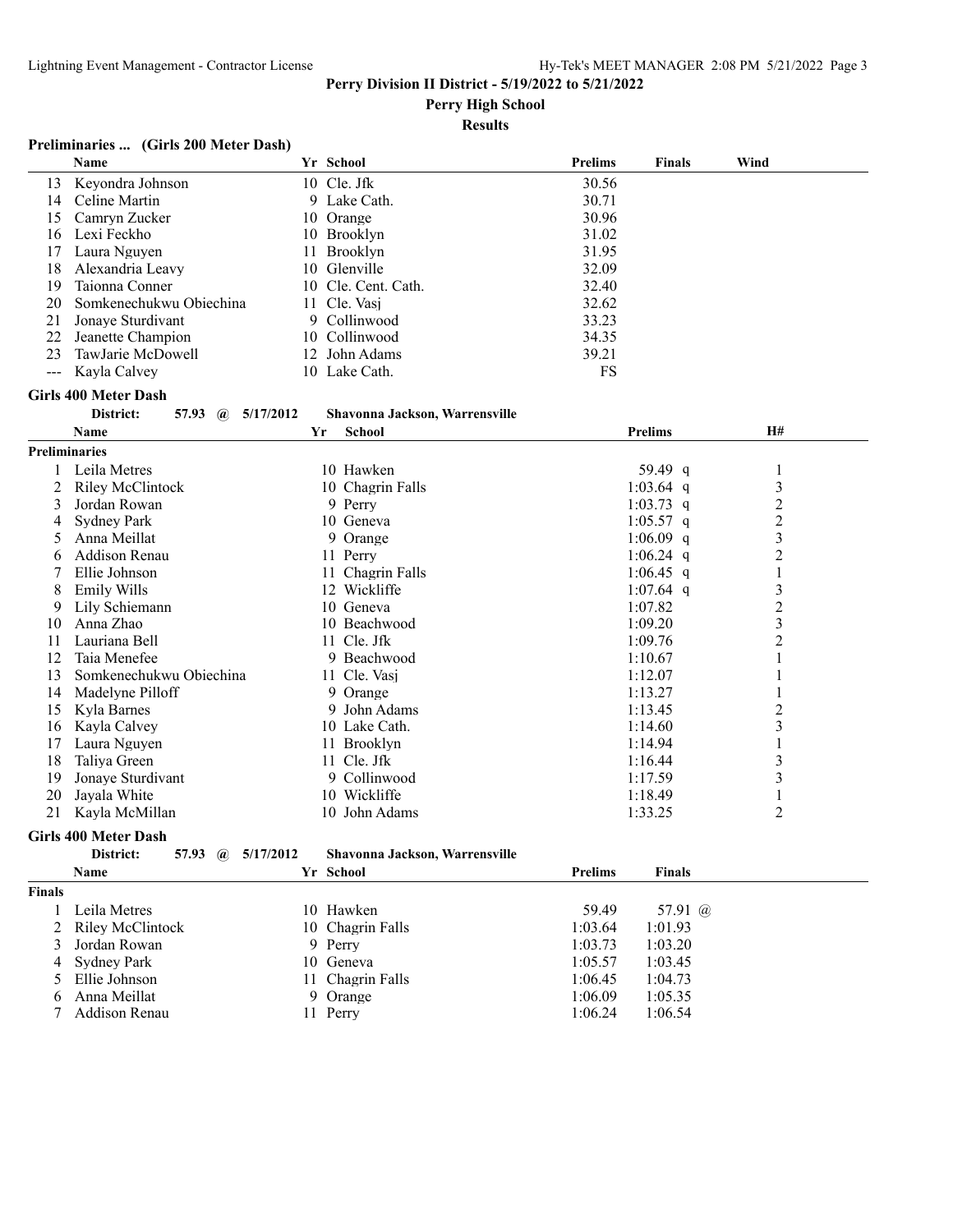**Perry Division II District - 5/19/2022 to 5/21/2022**

**Perry High School**

**Results**

### Preliminaries ... (Girls 200 Meter Dash)

| | Name | Yr | School | Prelims | Finals | Wind |
|---|---|---|---|---|---|---|
| 13 | Keyondra Johnson | 10 | Cle. Jfk | 30.56 | | |
| 14 | Celine Martin | 9 | Lake Cath. | 30.71 | | |
| 15 | Camryn Zucker | 10 | Orange | 30.96 | | |
| 16 | Lexi Feckho | 10 | Brooklyn | 31.02 | | |
| 17 | Laura Nguyen | 11 | Brooklyn | 31.95 | | |
| 18 | Alexandria Leavy | 10 | Glenville | 32.09 | | |
| 19 | Taionna Conner | 10 | Cle. Cent. Cath. | 32.40 | | |
| 20 | Somkenechukwu Obiechina | 11 | Cle. Vasj | 32.62 | | |
| 21 | Jonaye Sturdivant | 9 | Collinwood | 33.23 | | |
| 22 | Jeanette Champion | 10 | Collinwood | 34.35 | | |
| 23 | TawJarie McDowell | 12 | John Adams | 39.21 | | |
| --- | Kayla Calvey | 10 | Lake Cath. | FS | | |

### Girls 400 Meter Dash

District: 57.93 @ 5/17/2012 Shavonna Jackson, Warrensville

**Preliminaries**

| | Name | Yr | School | Prelims | H# |
|---|---|---|---|---|---|
| 1 | Leila Metres | 10 | Hawken | 59.49 q | 1 |
| 2 | Riley McClintock | 10 | Chagrin Falls | 1:03.64 q | 3 |
| 3 | Jordan Rowan | 9 | Perry | 1:03.73 q | 2 |
| 4 | Sydney Park | 10 | Geneva | 1:05.57 q | 2 |
| 5 | Anna Meillat | 9 | Orange | 1:06.09 q | 3 |
| 6 | Addison Renau | 11 | Perry | 1:06.24 q | 2 |
| 7 | Ellie Johnson | 11 | Chagrin Falls | 1:06.45 q | 1 |
| 8 | Emily Wills | 12 | Wickliffe | 1:07.64 q | 3 |
| 9 | Lily Schiemann | 10 | Geneva | 1:07.82 | 2 |
| 10 | Anna Zhao | 10 | Beachwood | 1:09.20 | 3 |
| 11 | Lauriana Bell | 11 | Cle. Jfk | 1:09.76 | 2 |
| 12 | Taia Menefee | 9 | Beachwood | 1:10.67 | 1 |
| 13 | Somkenechukwu Obiechina | 11 | Cle. Vasj | 1:12.07 | 1 |
| 14 | Madelyne Pilloff | 9 | Orange | 1:13.27 | 1 |
| 15 | Kyla Barnes | 9 | John Adams | 1:13.45 | 2 |
| 16 | Kayla Calvey | 10 | Lake Cath. | 1:14.60 | 3 |
| 17 | Laura Nguyen | 11 | Brooklyn | 1:14.94 | 1 |
| 18 | Taliya Green | 11 | Cle. Jfk | 1:16.44 | 3 |
| 19 | Jonaye Sturdivant | 9 | Collinwood | 1:17.59 | 3 |
| 20 | Jayala White | 10 | Wickliffe | 1:18.49 | 1 |
| 21 | Kayla McMillan | 10 | John Adams | 1:33.25 | 2 |

### Girls 400 Meter Dash

District: 57.93 @ 5/17/2012 Shavonna Jackson, Warrensville

**Finals**

| | Name | Yr | School | Prelims | Finals |
|---|---|---|---|---|---|
| 1 | Leila Metres | 10 | Hawken | 59.49 | 57.91 @ |
| 2 | Riley McClintock | 10 | Chagrin Falls | 1:03.64 | 1:01.93 |
| 3 | Jordan Rowan | 9 | Perry | 1:03.73 | 1:03.20 |
| 4 | Sydney Park | 10 | Geneva | 1:05.57 | 1:03.45 |
| 5 | Ellie Johnson | 11 | Chagrin Falls | 1:06.45 | 1:04.73 |
| 6 | Anna Meillat | 9 | Orange | 1:06.09 | 1:05.35 |
| 7 | Addison Renau | 11 | Perry | 1:06.24 | 1:06.54 |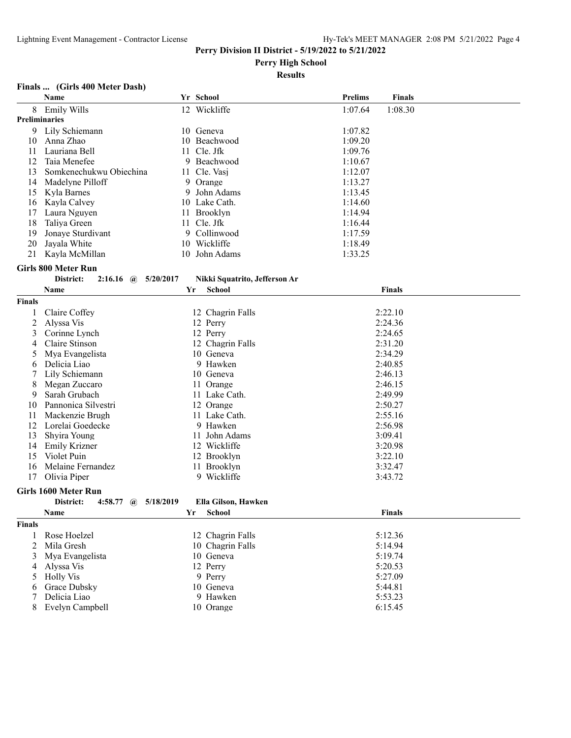## Finals ... (Girls 400 Meter Dash)

| | Name | Yr | School | Prelims | Finals |
|---|---|---|---|---|---|
| 8 | Emily Wills | 12 | Wickliffe | 1:07.64 | 1:08.30 |
| **Preliminaries** | | | | | |
| 9 | Lily Schiemann | 10 | Geneva | 1:07.82 | |
| 10 | Anna Zhao | 10 | Beachwood | 1:09.20 | |
| 11 | Lauriana Bell | 11 | Cle. Jfk | 1:09.76 | |
| 12 | Taia Menefee | 9 | Beachwood | 1:10.67 | |
| 13 | Somkenechukwu Obiechina | 11 | Cle. Vasj | 1:12.07 | |
| 14 | Madelyne Pilloff | 9 | Orange | 1:13.27 | |
| 15 | Kyla Barnes | 9 | John Adams | 1:13.45 | |
| 16 | Kayla Calvey | 10 | Lake Cath. | 1:14.60 | |
| 17 | Laura Nguyen | 11 | Brooklyn | 1:14.94 | |
| 18 | Taliya Green | 11 | Cle. Jfk | 1:16.44 | |
| 19 | Jonaye Sturdivant | 9 | Collinwood | 1:17.59 | |
| 20 | Jayala White | 10 | Wickliffe | 1:18.49 | |
| 21 | Kayla McMillan | 10 | John Adams | 1:33.25 | |

## Girls 800 Meter Run

**District: 2:16.16 @ 5/20/2017 Nikki Squatrito, Jefferson Ar**

| | Name | Yr | School | Finals |
|---|---|---|---|---|
| **Finals** | | | | |
| 1 | Claire Coffey | 12 | Chagrin Falls | 2:22.10 |
| 2 | Alyssa Vis | 12 | Perry | 2:24.36 |
| 3 | Corinne Lynch | 12 | Perry | 2:24.65 |
| 4 | Claire Stinson | 12 | Chagrin Falls | 2:31.20 |
| 5 | Mya Evangelista | 10 | Geneva | 2:34.29 |
| 6 | Delicia Liao | 9 | Hawken | 2:40.85 |
| 7 | Lily Schiemann | 10 | Geneva | 2:46.13 |
| 8 | Megan Zuccaro | 11 | Orange | 2:46.15 |
| 9 | Sarah Grubach | 11 | Lake Cath. | 2:49.99 |
| 10 | Pannonica Silvestri | 12 | Orange | 2:50.27 |
| 11 | Mackenzie Brugh | 11 | Lake Cath. | 2:55.16 |
| 12 | Lorelai Goedecke | 9 | Hawken | 2:56.98 |
| 13 | Shyira Young | 11 | John Adams | 3:09.41 |
| 14 | Emily Krizner | 12 | Wickliffe | 3:20.98 |
| 15 | Violet Puin | 12 | Brooklyn | 3:22.10 |
| 16 | Melaine Fernandez | 11 | Brooklyn | 3:32.47 |
| 17 | Olivia Piper | 9 | Wickliffe | 3:43.72 |

## Girls 1600 Meter Run

**District: 4:58.77 @ 5/18/2019 Ella Gilson, Hawken**

| | Name | Yr | School | Finals |
|---|---|---|---|---|
| **Finals** | | | | |
| 1 | Rose Hoelzel | 12 | Chagrin Falls | 5:12.36 |
| 2 | Mila Gresh | 10 | Chagrin Falls | 5:14.94 |
| 3 | Mya Evangelista | 10 | Geneva | 5:19.74 |
| 4 | Alyssa Vis | 12 | Perry | 5:20.53 |
| 5 | Holly Vis | 9 | Perry | 5:27.09 |
| 6 | Grace Dubsky | 10 | Geneva | 5:44.81 |
| 7 | Delicia Liao | 9 | Hawken | 5:53.23 |
| 8 | Evelyn Campbell | 10 | Orange | 6:15.45 |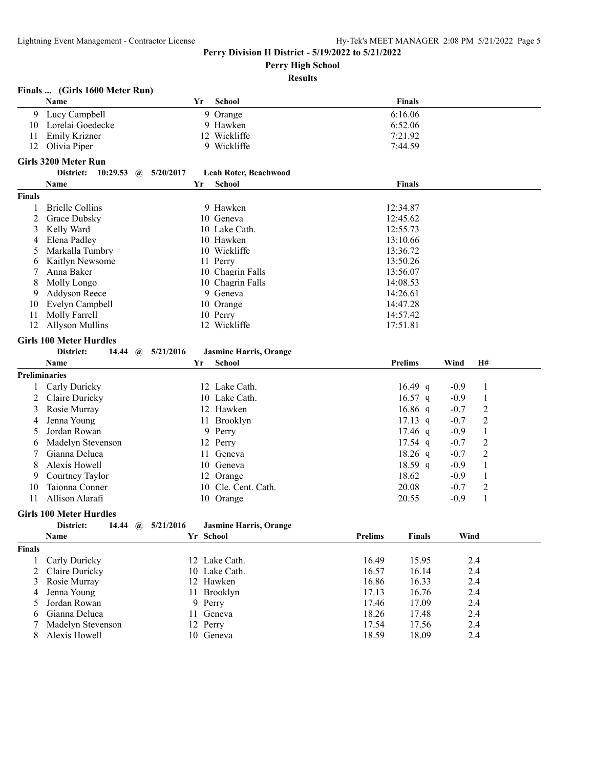**Perry Division II District - 5/19/2022 to 5/21/2022**

**Perry High School**

**Results**

### Finals ... (Girls 1600 Meter Run)

| | Name | Yr | School | Finals |
|---|---|---|---|---|
| 9 | Lucy Campbell | 9 | Orange | 6:16.06 |
| 10 | Lorelai Goedecke | 9 | Hawken | 6:52.06 |
| 11 | Emily Krizner | 12 | Wickliffe | 7:21.92 |
| 12 | Olivia Piper | 9 | Wickliffe | 7:44.59 |

### Girls 3200 Meter Run

District: 10:29.53 @ 5/20/2017 Leah Roter, Beachwood

| | Name | Yr | School | Finals |
|---|---|---|---|---|
| **Finals** | | | | |
| 1 | Brielle Collins | 9 | Hawken | 12:34.87 |
| 2 | Grace Dubsky | 10 | Geneva | 12:45.62 |
| 3 | Kelly Ward | 10 | Lake Cath. | 12:55.73 |
| 4 | Elena Padley | 10 | Hawken | 13:10.66 |
| 5 | Markalla Tumbry | 10 | Wickliffe | 13:36.72 |
| 6 | Kaitlyn Newsome | 11 | Perry | 13:50.26 |
| 7 | Anna Baker | 10 | Chagrin Falls | 13:56.07 |
| 8 | Molly Longo | 10 | Chagrin Falls | 14:08.53 |
| 9 | Addyson Reece | 9 | Geneva | 14:26.61 |
| 10 | Evelyn Campbell | 10 | Orange | 14:47.28 |
| 11 | Molly Farrell | 10 | Perry | 14:57.42 |
| 12 | Allyson Mullins | 12 | Wickliffe | 17:51.81 |

### Girls 100 Meter Hurdles

District: 14.44 @ 5/21/2016 Jasmine Harris, Orange

| | Name | Yr | School | Prelims | Wind | H# |
|---|---|---|---|---|---|---|
| **Preliminaries** | | | | | | |
| 1 | Carly Duricky | 12 | Lake Cath. | 16.49 q | -0.9 | 1 |
| 2 | Claire Duricky | 10 | Lake Cath. | 16.57 q | -0.9 | 1 |
| 3 | Rosie Murray | 12 | Hawken | 16.86 q | -0.7 | 2 |
| 4 | Jenna Young | 11 | Brooklyn | 17.13 q | -0.7 | 2 |
| 5 | Jordan Rowan | 9 | Perry | 17.46 q | -0.9 | 1 |
| 6 | Madelyn Stevenson | 12 | Perry | 17.54 q | -0.7 | 2 |
| 7 | Gianna Deluca | 11 | Geneva | 18.26 q | -0.7 | 2 |
| 8 | Alexis Howell | 10 | Geneva | 18.59 q | -0.9 | 1 |
| 9 | Courtney Taylor | 12 | Orange | 18.62 | -0.9 | 1 |
| 10 | Taionna Conner | 10 | Cle. Cent. Cath. | 20.08 | -0.7 | 2 |
| 11 | Allison Alarafi | 10 | Orange | 20.55 | -0.9 | 1 |

### Girls 100 Meter Hurdles

District: 14.44 @ 5/21/2016 Jasmine Harris, Orange

| | Name | Yr | School | Prelims | Finals | Wind |
|---|---|---|---|---|---|---|
| **Finals** | | | | | | |
| 1 | Carly Duricky | 12 | Lake Cath. | 16.49 | 15.95 | 2.4 |
| 2 | Claire Duricky | 10 | Lake Cath. | 16.57 | 16.14 | 2.4 |
| 3 | Rosie Murray | 12 | Hawken | 16.86 | 16.33 | 2.4 |
| 4 | Jenna Young | 11 | Brooklyn | 17.13 | 16.76 | 2.4 |
| 5 | Jordan Rowan | 9 | Perry | 17.46 | 17.09 | 2.4 |
| 6 | Gianna Deluca | 11 | Geneva | 18.26 | 17.48 | 2.4 |
| 7 | Madelyn Stevenson | 12 | Perry | 17.54 | 17.56 | 2.4 |
| 8 | Alexis Howell | 10 | Geneva | 18.59 | 18.09 | 2.4 |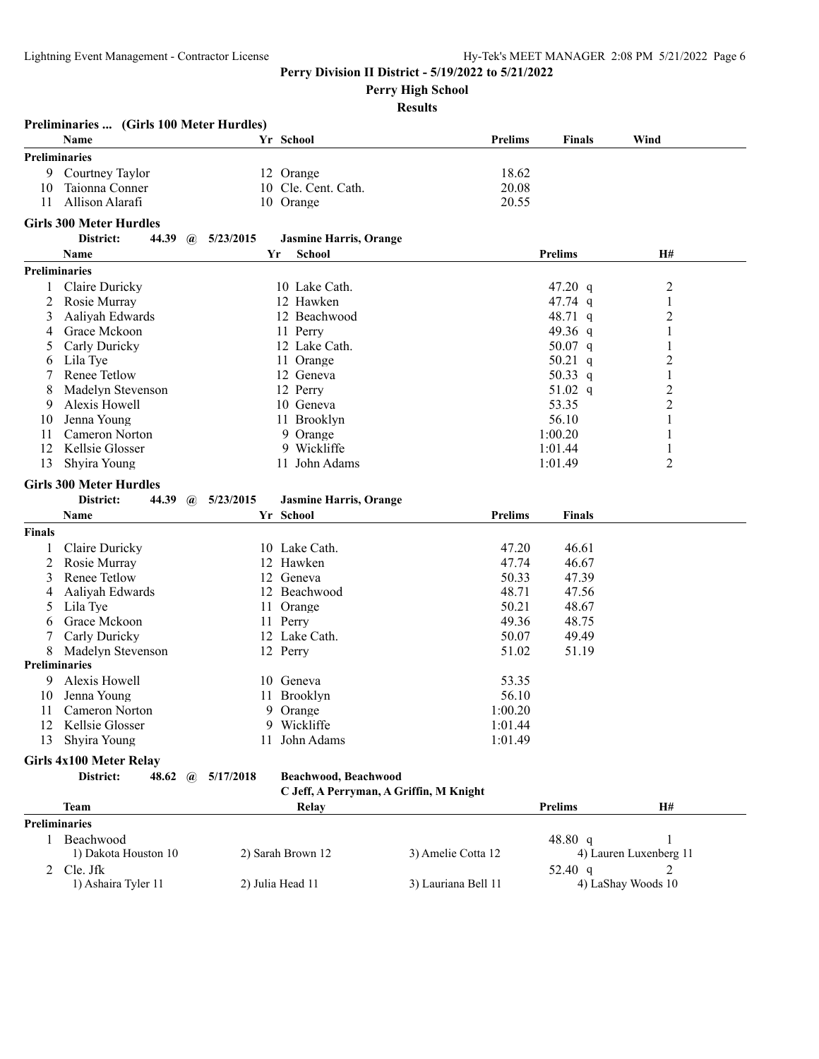**Perry Division II District - 5/19/2022 to 5/21/2022**

**Perry High School**

**Results**

### Preliminaries ... (Girls 100 Meter Hurdles)

| | Name | Yr | School | Prelims | Finals | Wind |
|---|---|---|---|---|---|---|
| **Preliminaries** | | | | | | |
| 9 | Courtney Taylor | 12 | Orange | 18.62 | | |
| 10 | Taionna Conner | 10 | Cle. Cent. Cath. | 20.08 | | |
| 11 | Allison Alarafi | 10 | Orange | 20.55 | | |

### Girls 300 Meter Hurdles

District: 44.39 @ 5/23/2015 Jasmine Harris, Orange

| | Name | Yr | School | Prelims | | H# |
|---|---|---|---|---|---|---|
| **Preliminaries** | | | | | | |
| 1 | Claire Duricky | 10 | Lake Cath. | 47.20 | q | 2 |
| 2 | Rosie Murray | 12 | Hawken | 47.74 | q | 1 |
| 3 | Aaliyah Edwards | 12 | Beachwood | 48.71 | q | 2 |
| 4 | Grace Mckoon | 11 | Perry | 49.36 | q | 1 |
| 5 | Carly Duricky | 12 | Lake Cath. | 50.07 | q | 1 |
| 6 | Lila Tye | 11 | Orange | 50.21 | q | 2 |
| 7 | Renee Tetlow | 12 | Geneva | 50.33 | q | 1 |
| 8 | Madelyn Stevenson | 12 | Perry | 51.02 | q | 2 |
| 9 | Alexis Howell | 10 | Geneva | 53.35 | | 2 |
| 10 | Jenna Young | 11 | Brooklyn | 56.10 | | 1 |
| 11 | Cameron Norton | 9 | Orange | 1:00.20 | | 1 |
| 12 | Kellsie Glosser | 9 | Wickliffe | 1:01.44 | | 1 |
| 13 | Shyira Young | 11 | John Adams | 1:01.49 | | 2 |

### Girls 300 Meter Hurdles

District: 44.39 @ 5/23/2015 Jasmine Harris, Orange

| | Name | Yr | School | Prelims | Finals |
|---|---|---|---|---|---|
| **Finals** | | | | | |
| 1 | Claire Duricky | 10 | Lake Cath. | 47.20 | 46.61 |
| 2 | Rosie Murray | 12 | Hawken | 47.74 | 46.67 |
| 3 | Renee Tetlow | 12 | Geneva | 50.33 | 47.39 |
| 4 | Aaliyah Edwards | 12 | Beachwood | 48.71 | 47.56 |
| 5 | Lila Tye | 11 | Orange | 50.21 | 48.67 |
| 6 | Grace Mckoon | 11 | Perry | 49.36 | 48.75 |
| 7 | Carly Duricky | 12 | Lake Cath. | 50.07 | 49.49 |
| 8 | Madelyn Stevenson | 12 | Perry | 51.02 | 51.19 |
| **Preliminaries** | | | | | |
| 9 | Alexis Howell | 10 | Geneva | 53.35 | |
| 10 | Jenna Young | 11 | Brooklyn | 56.10 | |
| 11 | Cameron Norton | 9 | Orange | 1:00.20 | |
| 12 | Kellsie Glosser | 9 | Wickliffe | 1:01.44 | |
| 13 | Shyira Young | 11 | John Adams | 1:01.49 | |

### Girls 4x100 Meter Relay

District: 48.62 @ 5/17/2018 Beachwood, Beachwood
C Jeff, A Perryman, A Griffin, M Knight

| | Team | Relay | Prelims | | H# |
|---|---|---|---|---|---|
| **Preliminaries** | | | | | |
| 1 | Beachwood | | 48.80 | q | 1 |
| | 1) Dakota Houston 10 | 2) Sarah Brown 12 | 3) Amelie Cotta 12 | | 4) Lauren Luxenberg 11 |
| 2 | Cle. Jfk | | 52.40 | q | 2 |
| | 1) Ashaira Tyler 11 | 2) Julia Head 11 | 3) Lauriana Bell 11 | | 4) LaShay Woods 10 |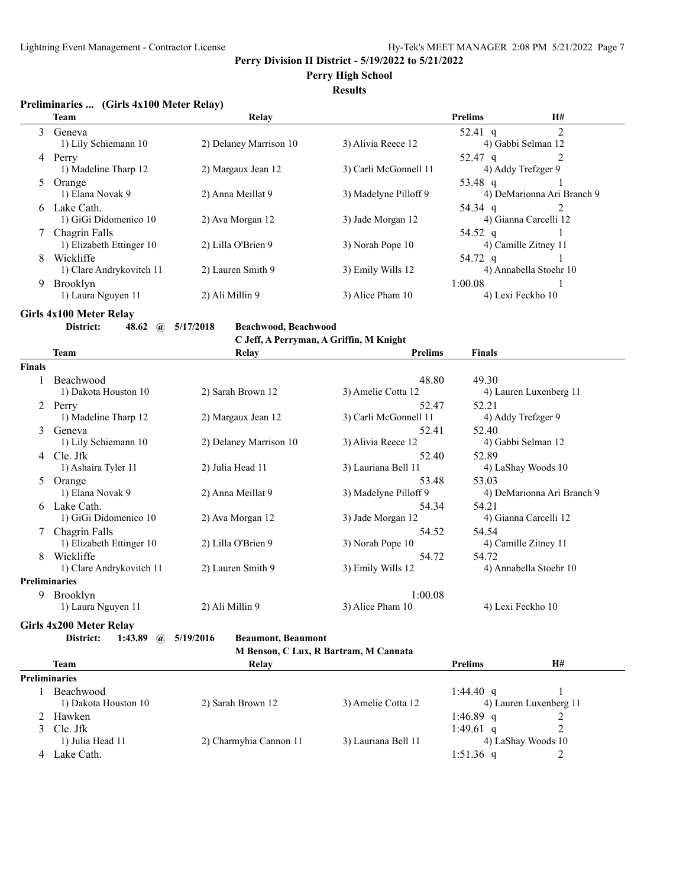**Perry Division II District - 5/19/2022 to 5/21/2022**

**Perry High School**

**Results**

## Preliminaries ... (Girls 4x100 Meter Relay)

| | Team | Relay | | | Prelims | H# |
|---|---|---|---|---|---|---|
| 3 | Geneva | | | | 52.41 q | 2 |
| | 1) Lily Schiemann 10 | 2) Delaney Marrison 10 | 3) Alivia Reece 12 | 4) Gabbi Selman 12 | | |
| 4 | Perry | | | | 52.47 q | 2 |
| | 1) Madeline Tharp 12 | 2) Margaux Jean 12 | 3) Carli McGonnell 11 | 4) Addy Trefzger 9 | | |
| 5 | Orange | | | | 53.48 q | 1 |
| | 1) Elana Novak 9 | 2) Anna Meillat 9 | 3) Madelyne Pilloff 9 | 4) DeMarionna Ari Branch 9 | | |
| 6 | Lake Cath. | | | | 54.34 q | 2 |
| | 1) GiGi Didomenico 10 | 2) Ava Morgan 12 | 3) Jade Morgan 12 | 4) Gianna Carcelli 12 | | |
| 7 | Chagrin Falls | | | | 54.52 q | 1 |
| | 1) Elizabeth Ettinger 10 | 2) Lilla O'Brien 9 | 3) Norah Pope 10 | 4) Camille Zitney 11 | | |
| 8 | Wickliffe | | | | 54.72 q | 1 |
| | 1) Clare Andrykovitch 11 | 2) Lauren Smith 9 | 3) Emily Wills 12 | 4) Annabella Stoehr 10 | | |
| 9 | Brooklyn | | | | 1:00.08 | 1 |
| | 1) Laura Nguyen 11 | 2) Ali Millin 9 | 3) Alice Pham 10 | 4) Lexi Feckho 10 | | |

## Girls 4x100 Meter Relay

**District: 48.62 @ 5/17/2018 Beachwood, Beachwood**
**C Jeff, A Perryman, A Griffin, M Knight**

| | Team | Relay | | | Prelims | Finals |
|---|---|---|---|---|---|---|
| **Finals** | | | | | | |
| 1 | Beachwood | | | | 48.80 | 49.30 |
| | 1) Dakota Houston 10 | 2) Sarah Brown 12 | 3) Amelie Cotta 12 | 4) Lauren Luxenberg 11 | | |
| 2 | Perry | | | | 52.47 | 52.21 |
| | 1) Madeline Tharp 12 | 2) Margaux Jean 12 | 3) Carli McGonnell 11 | 4) Addy Trefzger 9 | | |
| 3 | Geneva | | | | 52.41 | 52.40 |
| | 1) Lily Schiemann 10 | 2) Delaney Marrison 10 | 3) Alivia Reece 12 | 4) Gabbi Selman 12 | | |
| 4 | Cle. Jfk | | | | 52.40 | 52.89 |
| | 1) Ashaira Tyler 11 | 2) Julia Head 11 | 3) Lauriana Bell 11 | 4) LaShay Woods 10 | | |
| 5 | Orange | | | | 53.48 | 53.03 |
| | 1) Elana Novak 9 | 2) Anna Meillat 9 | 3) Madelyne Pilloff 9 | 4) DeMarionna Ari Branch 9 | | |
| 6 | Lake Cath. | | | | 54.34 | 54.21 |
| | 1) GiGi Didomenico 10 | 2) Ava Morgan 12 | 3) Jade Morgan 12 | 4) Gianna Carcelli 12 | | |
| 7 | Chagrin Falls | | | | 54.52 | 54.54 |
| | 1) Elizabeth Ettinger 10 | 2) Lilla O'Brien 9 | 3) Norah Pope 10 | 4) Camille Zitney 11 | | |
| 8 | Wickliffe | | | | 54.72 | 54.72 |
| | 1) Clare Andrykovitch 11 | 2) Lauren Smith 9 | 3) Emily Wills 12 | 4) Annabella Stoehr 10 | | |
| **Preliminaries** | | | | | | |
| 9 | Brooklyn | | | | 1:00.08 | |
| | 1) Laura Nguyen 11 | 2) Ali Millin 9 | 3) Alice Pham 10 | 4) Lexi Feckho 10 | | |

## Girls 4x200 Meter Relay

**District: 1:43.89 @ 5/19/2016 Beaumont, Beaumont**
**M Benson, C Lux, R Bartram, M Cannata**

| | Team | Relay | | | Prelims | H# |
|---|---|---|---|---|---|---|
| **Preliminaries** | | | | | | |
| 1 | Beachwood | | | | 1:44.40 q | 1 |
| | 1) Dakota Houston 10 | 2) Sarah Brown 12 | 3) Amelie Cotta 12 | 4) Lauren Luxenberg 11 | | |
| 2 | Hawken | | | | 1:46.89 q | 2 |
| 3 | Cle. Jfk | | | | 1:49.61 q | 2 |
| | 1) Julia Head 11 | 2) Charmyhia Cannon 11 | 3) Lauriana Bell 11 | 4) LaShay Woods 10 | | |
| 4 | Lake Cath. | | | | 1:51.36 q | 2 |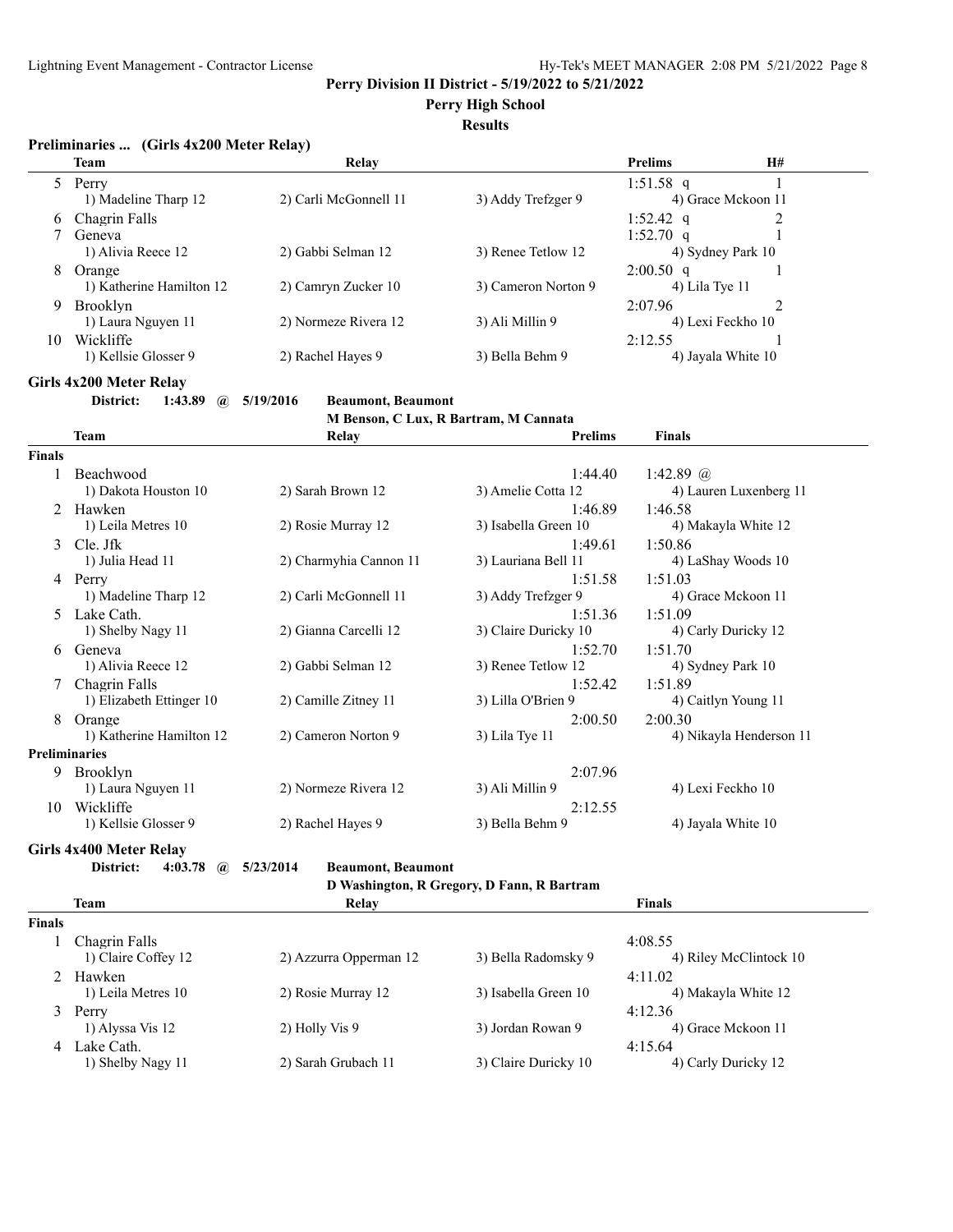**Perry Division II District - 5/19/2022 to 5/21/2022**

**Perry High School**

**Results**

### Preliminaries ... (Girls 4x200 Meter Relay)

| | Team | Relay | | Prelims | H# |
|---|---|---|---|---|---|
| 5 | Perry | | | 1:51.58 q | 1 |
| | 1) Madeline Tharp 12 | 2) Carli McGonnell 11 | 3) Addy Trefzger 9 | 4) Grace Mckoon 11 | |
| 6 | Chagrin Falls | | | 1:52.42 q | 2 |
| 7 | Geneva | | | 1:52.70 q | 1 |
| | 1) Alivia Reece 12 | 2) Gabbi Selman 12 | 3) Renee Tetlow 12 | 4) Sydney Park 10 | |
| 8 | Orange | | | 2:00.50 q | 1 |
| | 1) Katherine Hamilton 12 | 2) Camryn Zucker 10 | 3) Cameron Norton 9 | 4) Lila Tye 11 | |
| 9 | Brooklyn | | | 2:07.96 | 2 |
| | 1) Laura Nguyen 11 | 2) Normeze Rivera 12 | 3) Ali Millin 9 | 4) Lexi Feckho 10 | |
| 10 | Wickliffe | | | 2:12.55 | 1 |
| | 1) Kellsie Glosser 9 | 2) Rachel Hayes 9 | 3) Bella Behm 9 | 4) Jayala White 10 | |

### Girls 4x200 Meter Relay

**District: 1:43.89 @ 5/19/2016 Beaumont, Beaumont**

**M Benson, C Lux, R Bartram, M Cannata**

| | Team | Relay | | Prelims | Finals |
|---|---|---|---|---|---|
| **Finals** | | | | | |
| 1 | Beachwood | | | 1:44.40 | 1:42.89 @ |
| | 1) Dakota Houston 10 | 2) Sarah Brown 12 | 3) Amelie Cotta 12 | | 4) Lauren Luxenberg 11 |
| 2 | Hawken | | | 1:46.89 | 1:46.58 |
| | 1) Leila Metres 10 | 2) Rosie Murray 12 | 3) Isabella Green 10 | | 4) Makayla White 12 |
| 3 | Cle. Jfk | | | 1:49.61 | 1:50.86 |
| | 1) Julia Head 11 | 2) Charmyhia Cannon 11 | 3) Lauriana Bell 11 | | 4) LaShay Woods 10 |
| 4 | Perry | | | 1:51.58 | 1:51.03 |
| | 1) Madeline Tharp 12 | 2) Carli McGonnell 11 | 3) Addy Trefzger 9 | | 4) Grace Mckoon 11 |
| 5 | Lake Cath. | | | 1:51.36 | 1:51.09 |
| | 1) Shelby Nagy 11 | 2) Gianna Carcelli 12 | 3) Claire Duricky 10 | | 4) Carly Duricky 12 |
| 6 | Geneva | | | 1:52.70 | 1:51.70 |
| | 1) Alivia Reece 12 | 2) Gabbi Selman 12 | 3) Renee Tetlow 12 | | 4) Sydney Park 10 |
| 7 | Chagrin Falls | | | 1:52.42 | 1:51.89 |
| | 1) Elizabeth Ettinger 10 | 2) Camille Zitney 11 | 3) Lilla O'Brien 9 | | 4) Caitlyn Young 11 |
| 8 | Orange | | | 2:00.50 | 2:00.30 |
| | 1) Katherine Hamilton 12 | 2) Cameron Norton 9 | 3) Lila Tye 11 | | 4) Nikayla Henderson 11 |
| **Preliminaries** | | | | | |
| 9 | Brooklyn | | | 2:07.96 | |
| | 1) Laura Nguyen 11 | 2) Normeze Rivera 12 | 3) Ali Millin 9 | | 4) Lexi Feckho 10 |
| 10 | Wickliffe | | | 2:12.55 | |
| | 1) Kellsie Glosser 9 | 2) Rachel Hayes 9 | 3) Bella Behm 9 | | 4) Jayala White 10 |

### Girls 4x400 Meter Relay

**District: 4:03.78 @ 5/23/2014 Beaumont, Beaumont**

**D Washington, R Gregory, D Fann, R Bartram**

| | Team | Relay | | Finals |
|---|---|---|---|---|
| **Finals** | | | | |
| 1 | Chagrin Falls | | | 4:08.55 |
| | 1) Claire Coffey 12 | 2) Azzurra Opperman 12 | 3) Bella Radomsky 9 | 4) Riley McClintock 10 |
| 2 | Hawken | | | 4:11.02 |
| | 1) Leila Metres 10 | 2) Rosie Murray 12 | 3) Isabella Green 10 | 4) Makayla White 12 |
| 3 | Perry | | | 4:12.36 |
| | 1) Alyssa Vis 12 | 2) Holly Vis 9 | 3) Jordan Rowan 9 | 4) Grace Mckoon 11 |
| 4 | Lake Cath. | | | 4:15.64 |
| | 1) Shelby Nagy 11 | 2) Sarah Grubach 11 | 3) Claire Duricky 10 | 4) Carly Duricky 12 |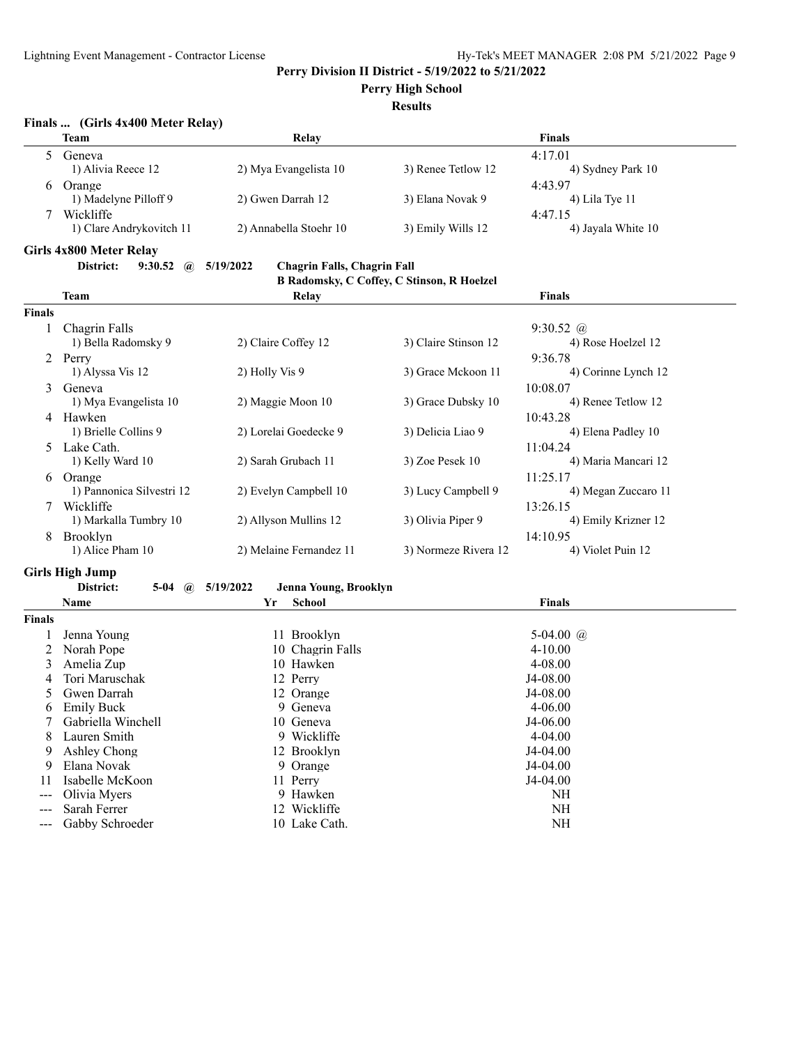Perry Division II District - 5/19/2022 to 5/21/2022

Perry High School

Results

**Finals ... (Girls 4x400 Meter Relay)**

| | Team | Relay | | Finals |
|---|---|---|---|---|
| 5 | Geneva | | | 4:17.01 |
| | 1) Alivia Reece 12 | 2) Mya Evangelista 10 | 3) Renee Tetlow 12 | 4) Sydney Park 10 |
| 6 | Orange | | | 4:43.97 |
| | 1) Madelyne Pilloff 9 | 2) Gwen Darrah 12 | 3) Elana Novak 9 | 4) Lila Tye 11 |
| 7 | Wickliffe | | | 4:47.15 |
| | 1) Clare Andrykovitch 11 | 2) Annabella Stoehr 10 | 3) Emily Wills 12 | 4) Jayala White 10 |

**Girls 4x800 Meter Relay**

**District: 9:30.52 @ 5/19/2022 Chagrin Falls, Chagrin Fall**
**B Radomsky, C Coffey, C Stinson, R Hoelzel**

| | Team | Relay | | Finals |
|---|---|---|---|---|
| **Finals** | | | | |
| 1 | Chagrin Falls | | | 9:30.52 @ |
| | 1) Bella Radomsky 9 | 2) Claire Coffey 12 | 3) Claire Stinson 12 | 4) Rose Hoelzel 12 |
| 2 | Perry | | | 9:36.78 |
| | 1) Alyssa Vis 12 | 2) Holly Vis 9 | 3) Grace Mckoon 11 | 4) Corinne Lynch 12 |
| 3 | Geneva | | | 10:08.07 |
| | 1) Mya Evangelista 10 | 2) Maggie Moon 10 | 3) Grace Dubsky 10 | 4) Renee Tetlow 12 |
| 4 | Hawken | | | 10:43.28 |
| | 1) Brielle Collins 9 | 2) Lorelai Goedecke 9 | 3) Delicia Liao 9 | 4) Elena Padley 10 |
| 5 | Lake Cath. | | | 11:04.24 |
| | 1) Kelly Ward 10 | 2) Sarah Grubach 11 | 3) Zoe Pesek 10 | 4) Maria Mancari 12 |
| 6 | Orange | | | 11:25.17 |
| | 1) Pannonica Silvestri 12 | 2) Evelyn Campbell 10 | 3) Lucy Campbell 9 | 4) Megan Zuccaro 11 |
| 7 | Wickliffe | | | 13:26.15 |
| | 1) Markalla Tumbry 10 | 2) Allyson Mullins 12 | 3) Olivia Piper 9 | 4) Emily Krizner 12 |
| 8 | Brooklyn | | | 14:10.95 |
| | 1) Alice Pham 10 | 2) Melaine Fernandez 11 | 3) Normeze Rivera 12 | 4) Violet Puin 12 |

**Girls High Jump**

**District: 5-04 @ 5/19/2022 Jenna Young, Brooklyn**

| | Name | Yr | School | Finals |
|---|---|---|---|---|
| **Finals** | | | | |
| 1 | Jenna Young | 11 | Brooklyn | 5-04.00 @ |
| 2 | Norah Pope | 10 | Chagrin Falls | 4-10.00 |
| 3 | Amelia Zup | 10 | Hawken | 4-08.00 |
| 4 | Tori Maruschak | 12 | Perry | J4-08.00 |
| 5 | Gwen Darrah | 12 | Orange | J4-08.00 |
| 6 | Emily Buck | 9 | Geneva | 4-06.00 |
| 7 | Gabriella Winchell | 10 | Geneva | J4-06.00 |
| 8 | Lauren Smith | 9 | Wickliffe | 4-04.00 |
| 9 | Ashley Chong | 12 | Brooklyn | J4-04.00 |
| 9 | Elana Novak | 9 | Orange | J4-04.00 |
| 11 | Isabelle McKoon | 11 | Perry | J4-04.00 |
| --- | Olivia Myers | 9 | Hawken | NH |
| --- | Sarah Ferrer | 12 | Wickliffe | NH |
| --- | Gabby Schroeder | 10 | Lake Cath. | NH |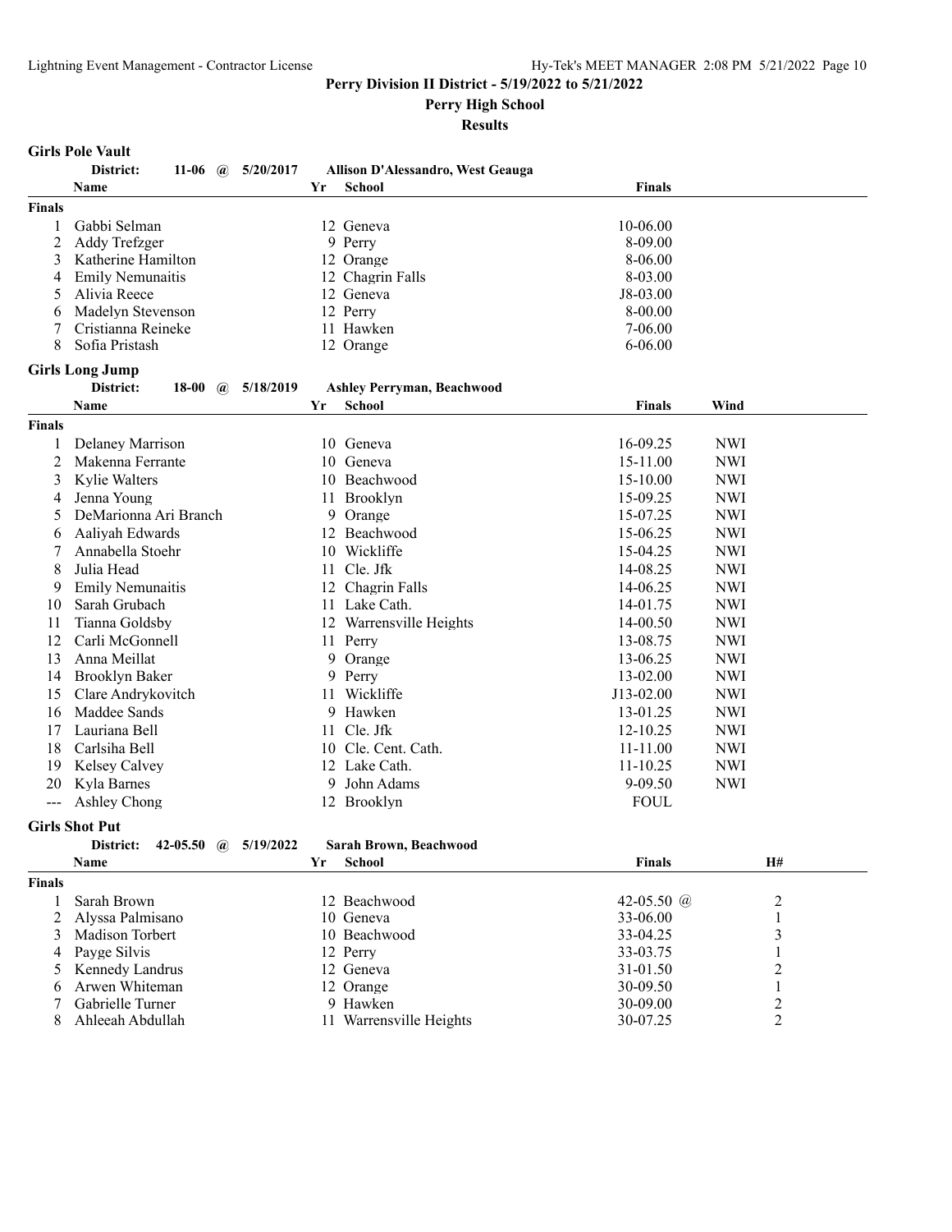**Perry Division II District - 5/19/2022 to 5/21/2022**

**Perry High School**

**Results**

### Girls Pole Vault

**District: 11-06 @ 5/20/2017 Allison D'Alessandro, West Geauga**

| | Name | Yr | School | Finals |
|---|---|---|---|---|
| **Finals** | | | | |
| 1 | Gabbi Selman | 12 | Geneva | 10-06.00 |
| 2 | Addy Trefzger | 9 | Perry | 8-09.00 |
| 3 | Katherine Hamilton | 12 | Orange | 8-06.00 |
| 4 | Emily Nemunaitis | 12 | Chagrin Falls | 8-03.00 |
| 5 | Alivia Reece | 12 | Geneva | J8-03.00 |
| 6 | Madelyn Stevenson | 12 | Perry | 8-00.00 |
| 7 | Cristianna Reineke | 11 | Hawken | 7-06.00 |
| 8 | Sofia Pristash | 12 | Orange | 6-06.00 |

### Girls Long Jump

**District: 18-00 @ 5/18/2019 Ashley Perryman, Beachwood**

| | Name | Yr | School | Finals | Wind |
|---|---|---|---|---|---|
| **Finals** | | | | | |
| 1 | Delaney Marrison | 10 | Geneva | 16-09.25 | NWI |
| 2 | Makenna Ferrante | 10 | Geneva | 15-11.00 | NWI |
| 3 | Kylie Walters | 10 | Beachwood | 15-10.00 | NWI |
| 4 | Jenna Young | 11 | Brooklyn | 15-09.25 | NWI |
| 5 | DeMarionna Ari Branch | 9 | Orange | 15-07.25 | NWI |
| 6 | Aaliyah Edwards | 12 | Beachwood | 15-06.25 | NWI |
| 7 | Annabella Stoehr | 10 | Wickliffe | 15-04.25 | NWI |
| 8 | Julia Head | 11 | Cle. Jfk | 14-08.25 | NWI |
| 9 | Emily Nemunaitis | 12 | Chagrin Falls | 14-06.25 | NWI |
| 10 | Sarah Grubach | 11 | Lake Cath. | 14-01.75 | NWI |
| 11 | Tianna Goldsby | 12 | Warrensville Heights | 14-00.50 | NWI |
| 12 | Carli McGonnell | 11 | Perry | 13-08.75 | NWI |
| 13 | Anna Meillat | 9 | Orange | 13-06.25 | NWI |
| 14 | Brooklyn Baker | 9 | Perry | 13-02.00 | NWI |
| 15 | Clare Andrykovitch | 11 | Wickliffe | J13-02.00 | NWI |
| 16 | Maddee Sands | 9 | Hawken | 13-01.25 | NWI |
| 17 | Lauriana Bell | 11 | Cle. Jfk | 12-10.25 | NWI |
| 18 | Carlsiha Bell | 10 | Cle. Cent. Cath. | 11-11.00 | NWI |
| 19 | Kelsey Calvey | 12 | Lake Cath. | 11-10.25 | NWI |
| 20 | Kyla Barnes | 9 | John Adams | 9-09.50 | NWI |
| --- | Ashley Chong | 12 | Brooklyn | FOUL | |

### Girls Shot Put

**District: 42-05.50 @ 5/19/2022 Sarah Brown, Beachwood**

| | Name | Yr | School | Finals | H# |
|---|---|---|---|---|---|
| **Finals** | | | | | |
| 1 | Sarah Brown | 12 | Beachwood | 42-05.50 @ | 2 |
| 2 | Alyssa Palmisano | 10 | Geneva | 33-06.00 | 1 |
| 3 | Madison Torbert | 10 | Beachwood | 33-04.25 | 3 |
| 4 | Payge Silvis | 12 | Perry | 33-03.75 | 1 |
| 5 | Kennedy Landrus | 12 | Geneva | 31-01.50 | 2 |
| 6 | Arwen Whiteman | 12 | Orange | 30-09.50 | 1 |
| 7 | Gabrielle Turner | 9 | Hawken | 30-09.00 | 2 |
| 8 | Ahleeah Abdullah | 11 | Warrensville Heights | 30-07.25 | 2 |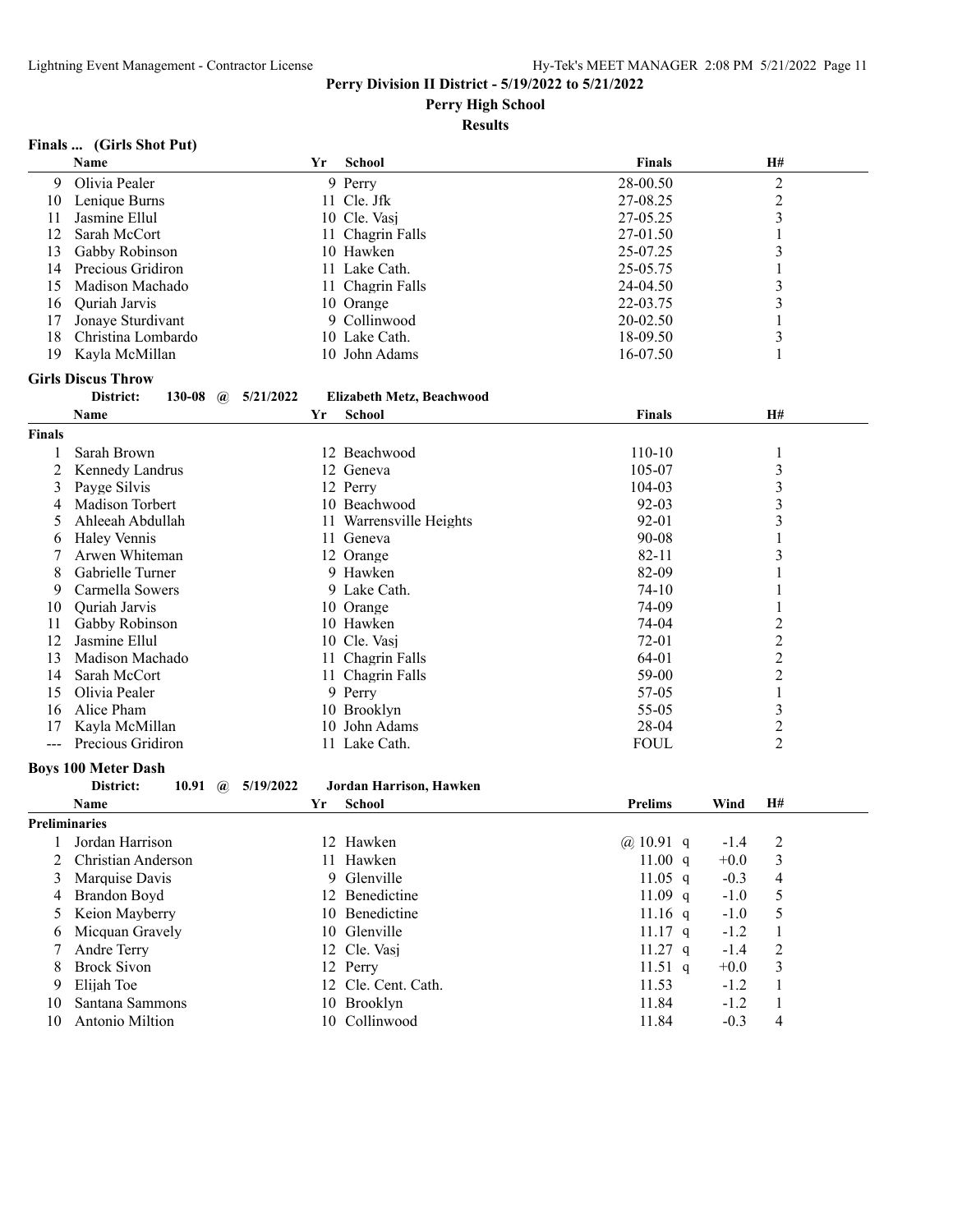**Perry Division II District - 5/19/2022 to 5/21/2022**

**Perry High School**

**Results**

### Finals ... (Girls Shot Put)

| | Name | Yr | School | Finals | H# |
|---|---|---|---|---|---|
| 9 | Olivia Pealer | 9 | Perry | 28-00.50 | 2 |
| 10 | Lenique Burns | 11 | Cle. Jfk | 27-08.25 | 2 |
| 11 | Jasmine Ellul | 10 | Cle. Vasj | 27-05.25 | 3 |
| 12 | Sarah McCort | 11 | Chagrin Falls | 27-01.50 | 1 |
| 13 | Gabby Robinson | 10 | Hawken | 25-07.25 | 3 |
| 14 | Precious Gridiron | 11 | Lake Cath. | 25-05.75 | 1 |
| 15 | Madison Machado | 11 | Chagrin Falls | 24-04.50 | 3 |
| 16 | Quriah Jarvis | 10 | Orange | 22-03.75 | 3 |
| 17 | Jonaye Sturdivant | 9 | Collinwood | 20-02.50 | 1 |
| 18 | Christina Lombardo | 10 | Lake Cath. | 18-09.50 | 3 |
| 19 | Kayla McMillan | 10 | John Adams | 16-07.50 | 1 |

### Girls Discus Throw

District: 130-08 @ 5/21/2022 Elizabeth Metz, Beachwood

| | Name | Yr | School | Finals | H# |
|---|---|---|---|---|---|
| **Finals** | | | | | |
| 1 | Sarah Brown | 12 | Beachwood | 110-10 | 1 |
| 2 | Kennedy Landrus | 12 | Geneva | 105-07 | 3 |
| 3 | Payge Silvis | 12 | Perry | 104-03 | 3 |
| 4 | Madison Torbert | 10 | Beachwood | 92-03 | 3 |
| 5 | Ahleeah Abdullah | 11 | Warrensville Heights | 92-01 | 3 |
| 6 | Haley Vennis | 11 | Geneva | 90-08 | 1 |
| 7 | Arwen Whiteman | 12 | Orange | 82-11 | 3 |
| 8 | Gabrielle Turner | 9 | Hawken | 82-09 | 1 |
| 9 | Carmella Sowers | 9 | Lake Cath. | 74-10 | 1 |
| 10 | Quriah Jarvis | 10 | Orange | 74-09 | 1 |
| 11 | Gabby Robinson | 10 | Hawken | 74-04 | 2 |
| 12 | Jasmine Ellul | 10 | Cle. Vasj | 72-01 | 2 |
| 13 | Madison Machado | 11 | Chagrin Falls | 64-01 | 2 |
| 14 | Sarah McCort | 11 | Chagrin Falls | 59-00 | 2 |
| 15 | Olivia Pealer | 9 | Perry | 57-05 | 1 |
| 16 | Alice Pham | 10 | Brooklyn | 55-05 | 3 |
| 17 | Kayla McMillan | 10 | John Adams | 28-04 | 2 |
| --- | Precious Gridiron | 11 | Lake Cath. | FOUL | 2 |

### Boys 100 Meter Dash

District: 10.91 @ 5/19/2022 Jordan Harrison, Hawken

| | Name | Yr | School | Prelims | Wind | H# |
|---|---|---|---|---|---|---|
| **Preliminaries** | | | | | | |
| 1 | Jordan Harrison | 12 | Hawken | @ 10.91 q | -1.4 | 2 |
| 2 | Christian Anderson | 11 | Hawken | 11.00 q | +0.0 | 3 |
| 3 | Marquise Davis | 9 | Glenville | 11.05 q | -0.3 | 4 |
| 4 | Brandon Boyd | 12 | Benedictine | 11.09 q | -1.0 | 5 |
| 5 | Keion Mayberry | 10 | Benedictine | 11.16 q | -1.0 | 5 |
| 6 | Micquan Gravely | 10 | Glenville | 11.17 q | -1.2 | 1 |
| 7 | Andre Terry | 12 | Cle. Vasj | 11.27 q | -1.4 | 2 |
| 8 | Brock Sivon | 12 | Perry | 11.51 q | +0.0 | 3 |
| 9 | Elijah Toe | 12 | Cle. Cent. Cath. | 11.53 | -1.2 | 1 |
| 10 | Santana Sammons | 10 | Brooklyn | 11.84 | -1.2 | 1 |
| 10 | Antonio Miltion | 10 | Collinwood | 11.84 | -0.3 | 4 |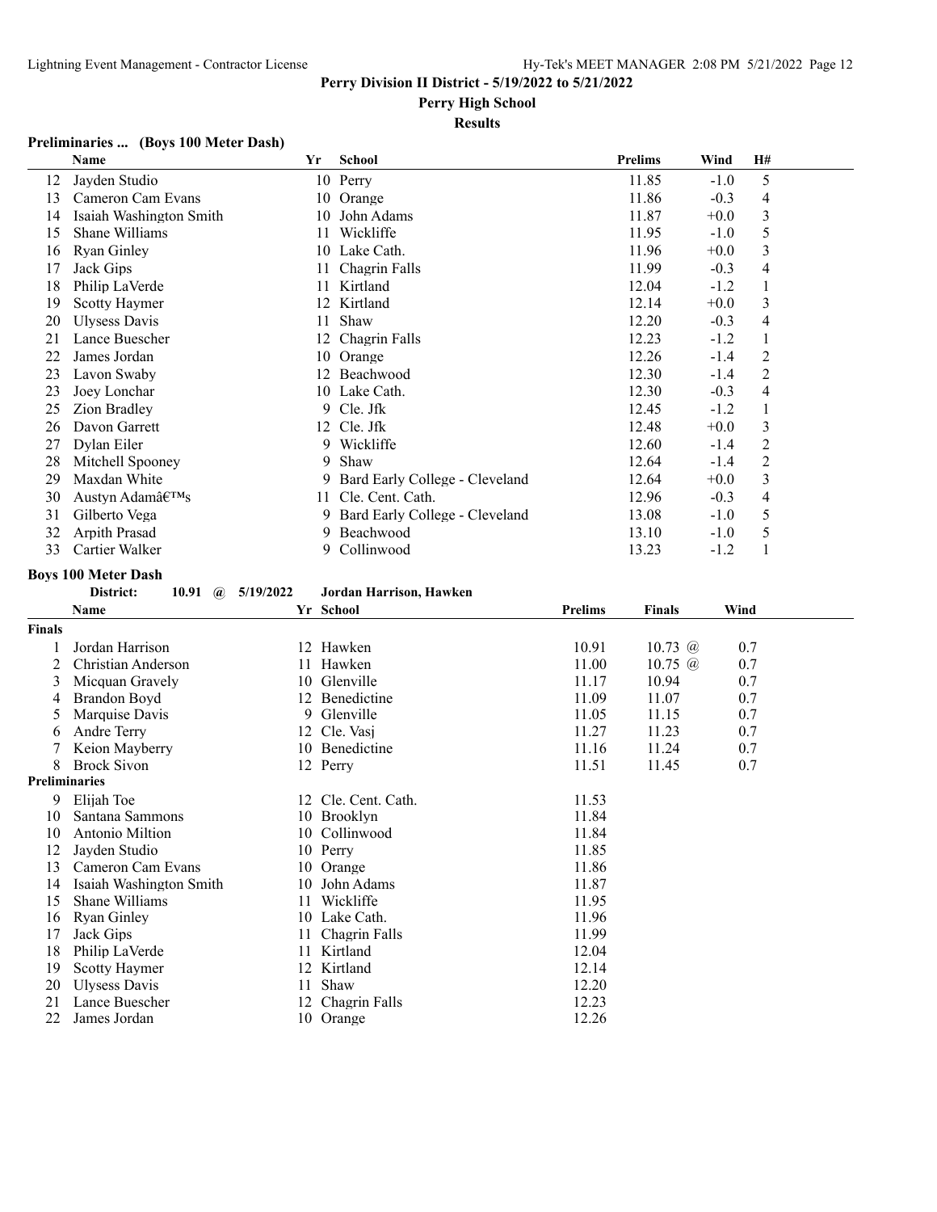**Perry Division II District - 5/19/2022 to 5/21/2022**

**Perry High School**

**Results**

### Preliminaries ... (Boys 100 Meter Dash)

| | Name | Yr | School | Prelims | Wind | H# |
|---|---|---|---|---|---|---|
| 12 | Jayden Studio | 10 | Perry | 11.85 | -1.0 | 5 |
| 13 | Cameron Cam Evans | 10 | Orange | 11.86 | -0.3 | 4 |
| 14 | Isaiah Washington Smith | 10 | John Adams | 11.87 | +0.0 | 3 |
| 15 | Shane Williams | 11 | Wickliffe | 11.95 | -1.0 | 5 |
| 16 | Ryan Ginley | 10 | Lake Cath. | 11.96 | +0.0 | 3 |
| 17 | Jack Gips | 11 | Chagrin Falls | 11.99 | -0.3 | 4 |
| 18 | Philip LaVerde | 11 | Kirtland | 12.04 | -1.2 | 1 |
| 19 | Scotty Haymer | 12 | Kirtland | 12.14 | +0.0 | 3 |
| 20 | Ulysess Davis | 11 | Shaw | 12.20 | -0.3 | 4 |
| 21 | Lance Buescher | 12 | Chagrin Falls | 12.23 | -1.2 | 1 |
| 22 | James Jordan | 10 | Orange | 12.26 | -1.4 | 2 |
| 23 | Lavon Swaby | 12 | Beachwood | 12.30 | -1.4 | 2 |
| 23 | Joey Lonchar | 10 | Lake Cath. | 12.30 | -0.3 | 4 |
| 25 | Zion Bradley | 9 | Cle. Jfk | 12.45 | -1.2 | 1 |
| 26 | Davon Garrett | 12 | Cle. Jfk | 12.48 | +0.0 | 3 |
| 27 | Dylan Eiler | 9 | Wickliffe | 12.60 | -1.4 | 2 |
| 28 | Mitchell Spooney | 9 | Shaw | 12.64 | -1.4 | 2 |
| 29 | Maxdan White | 9 | Bard Early College - Cleveland | 12.64 | +0.0 | 3 |
| 30 | Austyn Adamâ€™s | 11 | Cle. Cent. Cath. | 12.96 | -0.3 | 4 |
| 31 | Gilberto Vega | 9 | Bard Early College - Cleveland | 13.08 | -1.0 | 5 |
| 32 | Arpith Prasad | 9 | Beachwood | 13.10 | -1.0 | 5 |
| 33 | Cartier Walker | 9 | Collinwood | 13.23 | -1.2 | 1 |

### Boys 100 Meter Dash

District: 10.91 @ 5/19/2022 Jordan Harrison, Hawken

| | Name | Yr | School | Prelims | Finals | Wind |
|---|---|---|---|---|---|---|
| **Finals** | | | | | | |
| 1 | Jordan Harrison | 12 | Hawken | 10.91 | 10.73 @ | 0.7 |
| 2 | Christian Anderson | 11 | Hawken | 11.00 | 10.75 @ | 0.7 |
| 3 | Micquan Gravely | 10 | Glenville | 11.17 | 10.94 | 0.7 |
| 4 | Brandon Boyd | 12 | Benedictine | 11.09 | 11.07 | 0.7 |
| 5 | Marquise Davis | 9 | Glenville | 11.05 | 11.15 | 0.7 |
| 6 | Andre Terry | 12 | Cle. Vasj | 11.27 | 11.23 | 0.7 |
| 7 | Keion Mayberry | 10 | Benedictine | 11.16 | 11.24 | 0.7 |
| 8 | Brock Sivon | 12 | Perry | 11.51 | 11.45 | 0.7 |
| **Preliminaries** | | | | | | |
| 9 | Elijah Toe | 12 | Cle. Cent. Cath. | 11.53 | | |
| 10 | Santana Sammons | 10 | Brooklyn | 11.84 | | |
| 10 | Antonio Miltion | 10 | Collinwood | 11.84 | | |
| 12 | Jayden Studio | 10 | Perry | 11.85 | | |
| 13 | Cameron Cam Evans | 10 | Orange | 11.86 | | |
| 14 | Isaiah Washington Smith | 10 | John Adams | 11.87 | | |
| 15 | Shane Williams | 11 | Wickliffe | 11.95 | | |
| 16 | Ryan Ginley | 10 | Lake Cath. | 11.96 | | |
| 17 | Jack Gips | 11 | Chagrin Falls | 11.99 | | |
| 18 | Philip LaVerde | 11 | Kirtland | 12.04 | | |
| 19 | Scotty Haymer | 12 | Kirtland | 12.14 | | |
| 20 | Ulysess Davis | 11 | Shaw | 12.20 | | |
| 21 | Lance Buescher | 12 | Chagrin Falls | 12.23 | | |
| 22 | James Jordan | 10 | Orange | 12.26 | | |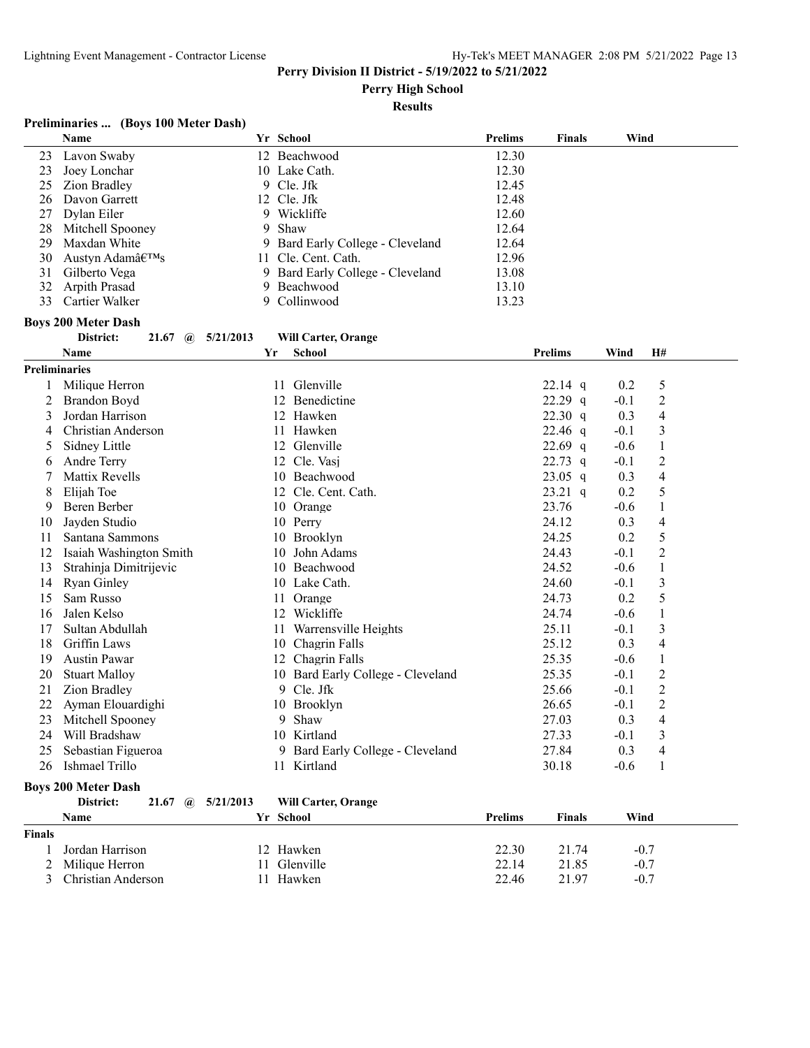**Perry Division II District - 5/19/2022 to 5/21/2022**

**Perry High School**

**Results**

### Preliminaries ... (Boys 100 Meter Dash)

| | Name | Yr | School | Prelims | Finals | Wind |
|---|---|---|---|---|---|---|
| 23 | Lavon Swaby | 12 | Beachwood | 12.30 | | |
| 23 | Joey Lonchar | 10 | Lake Cath. | 12.30 | | |
| 25 | Zion Bradley | 9 | Cle. Jfk | 12.45 | | |
| 26 | Davon Garrett | 12 | Cle. Jfk | 12.48 | | |
| 27 | Dylan Eiler | 9 | Wickliffe | 12.60 | | |
| 28 | Mitchell Spooney | 9 | Shaw | 12.64 | | |
| 29 | Maxdan White | 9 | Bard Early College - Cleveland | 12.64 | | |
| 30 | Austyn Adamâ€™s | 11 | Cle. Cent. Cath. | 12.96 | | |
| 31 | Gilberto Vega | 9 | Bard Early College - Cleveland | 13.08 | | |
| 32 | Arpith Prasad | 9 | Beachwood | 13.10 | | |
| 33 | Cartier Walker | 9 | Collinwood | 13.23 | | |

### Boys 200 Meter Dash

**District: 21.67 @ 5/21/2013 Will Carter, Orange**

| | Name | Yr | School | Prelims | | Wind | H# |
|---|---|---|---|---|---|---|---|
| **Preliminaries** | | | | | | | |
| 1 | Milique Herron | 11 | Glenville | 22.14 | q | 0.2 | 5 |
| 2 | Brandon Boyd | 12 | Benedictine | 22.29 | q | -0.1 | 2 |
| 3 | Jordan Harrison | 12 | Hawken | 22.30 | q | 0.3 | 4 |
| 4 | Christian Anderson | 11 | Hawken | 22.46 | q | -0.1 | 3 |
| 5 | Sidney Little | 12 | Glenville | 22.69 | q | -0.6 | 1 |
| 6 | Andre Terry | 12 | Cle. Vasj | 22.73 | q | -0.1 | 2 |
| 7 | Mattix Revells | 10 | Beachwood | 23.05 | q | 0.3 | 4 |
| 8 | Elijah Toe | 12 | Cle. Cent. Cath. | 23.21 | q | 0.2 | 5 |
| 9 | Beren Berber | 10 | Orange | 23.76 | | -0.6 | 1 |
| 10 | Jayden Studio | 10 | Perry | 24.12 | | 0.3 | 4 |
| 11 | Santana Sammons | 10 | Brooklyn | 24.25 | | 0.2 | 5 |
| 12 | Isaiah Washington Smith | 10 | John Adams | 24.43 | | -0.1 | 2 |
| 13 | Strahinja Dimitrijevic | 10 | Beachwood | 24.52 | | -0.6 | 1 |
| 14 | Ryan Ginley | 10 | Lake Cath. | 24.60 | | -0.1 | 3 |
| 15 | Sam Russo | 11 | Orange | 24.73 | | 0.2 | 5 |
| 16 | Jalen Kelso | 12 | Wickliffe | 24.74 | | -0.6 | 1 |
| 17 | Sultan Abdullah | 11 | Warrensville Heights | 25.11 | | -0.1 | 3 |
| 18 | Griffin Laws | 10 | Chagrin Falls | 25.12 | | 0.3 | 4 |
| 19 | Austin Pawar | 12 | Chagrin Falls | 25.35 | | -0.6 | 1 |
| 20 | Stuart Malloy | 10 | Bard Early College - Cleveland | 25.35 | | -0.1 | 2 |
| 21 | Zion Bradley | 9 | Cle. Jfk | 25.66 | | -0.1 | 2 |
| 22 | Ayman Elouardighi | 10 | Brooklyn | 26.65 | | -0.1 | 2 |
| 23 | Mitchell Spooney | 9 | Shaw | 27.03 | | 0.3 | 4 |
| 24 | Will Bradshaw | 10 | Kirtland | 27.33 | | -0.1 | 3 |
| 25 | Sebastian Figueroa | 9 | Bard Early College - Cleveland | 27.84 | | 0.3 | 4 |
| 26 | Ishmael Trillo | 11 | Kirtland | 30.18 | | -0.6 | 1 |

### Boys 200 Meter Dash

**District: 21.67 @ 5/21/2013 Will Carter, Orange**

| | Name | Yr | School | Prelims | Finals | Wind |
|---|---|---|---|---|---|---|
| **Finals** | | | | | | |
| 1 | Jordan Harrison | 12 | Hawken | 22.30 | 21.74 | -0.7 |
| 2 | Milique Herron | 11 | Glenville | 22.14 | 21.85 | -0.7 |
| 3 | Christian Anderson | 11 | Hawken | 22.46 | 21.97 | -0.7 |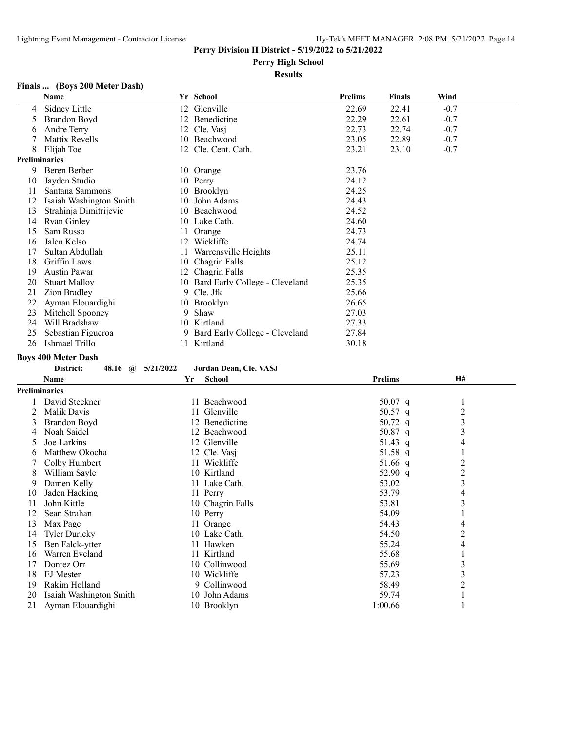# Perry Division II District - 5/19/2022 to 5/21/2022

## Perry High School

### Results

#### Finals ... (Boys 200 Meter Dash)

| | Name | Yr | School | Prelims | Finals | Wind |
|---|---|---|---|---|---|---|
| 4 | Sidney Little | 12 | Glenville | 22.69 | 22.41 | -0.7 |
| 5 | Brandon Boyd | 12 | Benedictine | 22.29 | 22.61 | -0.7 |
| 6 | Andre Terry | 12 | Cle. Vasj | 22.73 | 22.74 | -0.7 |
| 7 | Mattix Revells | 10 | Beachwood | 23.05 | 22.89 | -0.7 |
| 8 | Elijah Toe | 12 | Cle. Cent. Cath. | 23.21 | 23.10 | -0.7 |
| **Preliminaries** | | | | | | |
| 9 | Beren Berber | 10 | Orange | 23.76 | | |
| 10 | Jayden Studio | 10 | Perry | 24.12 | | |
| 11 | Santana Sammons | 10 | Brooklyn | 24.25 | | |
| 12 | Isaiah Washington Smith | 10 | John Adams | 24.43 | | |
| 13 | Strahinja Dimitrijevic | 10 | Beachwood | 24.52 | | |
| 14 | Ryan Ginley | 10 | Lake Cath. | 24.60 | | |
| 15 | Sam Russo | 11 | Orange | 24.73 | | |
| 16 | Jalen Kelso | 12 | Wickliffe | 24.74 | | |
| 17 | Sultan Abdullah | 11 | Warrensville Heights | 25.11 | | |
| 18 | Griffin Laws | 10 | Chagrin Falls | 25.12 | | |
| 19 | Austin Pawar | 12 | Chagrin Falls | 25.35 | | |
| 20 | Stuart Malloy | 10 | Bard Early College - Cleveland | 25.35 | | |
| 21 | Zion Bradley | 9 | Cle. Jfk | 25.66 | | |
| 22 | Ayman Elouardighi | 10 | Brooklyn | 26.65 | | |
| 23 | Mitchell Spooney | 9 | Shaw | 27.03 | | |
| 24 | Will Bradshaw | 10 | Kirtland | 27.33 | | |
| 25 | Sebastian Figueroa | 9 | Bard Early College - Cleveland | 27.84 | | |
| 26 | Ishmael Trillo | 11 | Kirtland | 30.18 | | |

#### Boys 400 Meter Dash

District: 48.16 @ 5/21/2022 Jordan Dean, Cle. VASJ

| | Name | Yr | School | Prelims | | H# |
|---|---|---|---|---|---|---|
| **Preliminaries** | | | | | | |
| 1 | David Steckner | 11 | Beachwood | 50.07 | q | 1 |
| 2 | Malik Davis | 11 | Glenville | 50.57 | q | 2 |
| 3 | Brandon Boyd | 12 | Benedictine | 50.72 | q | 3 |
| 4 | Noah Saidel | 12 | Beachwood | 50.87 | q | 3 |
| 5 | Joe Larkins | 12 | Glenville | 51.43 | q | 4 |
| 6 | Matthew Okocha | 12 | Cle. Vasj | 51.58 | q | 1 |
| 7 | Colby Humbert | 11 | Wickliffe | 51.66 | q | 2 |
| 8 | William Sayle | 10 | Kirtland | 52.90 | q | 2 |
| 9 | Damen Kelly | 11 | Lake Cath. | 53.02 | | 3 |
| 10 | Jaden Hacking | 11 | Perry | 53.79 | | 4 |
| 11 | John Kittle | 10 | Chagrin Falls | 53.81 | | 3 |
| 12 | Sean Strahan | 10 | Perry | 54.09 | | 1 |
| 13 | Max Page | 11 | Orange | 54.43 | | 4 |
| 14 | Tyler Duricky | 10 | Lake Cath. | 54.50 | | 2 |
| 15 | Ben Falck-ytter | 11 | Hawken | 55.24 | | 4 |
| 16 | Warren Eveland | 11 | Kirtland | 55.68 | | 1 |
| 17 | Dontez Orr | 10 | Collinwood | 55.69 | | 3 |
| 18 | EJ Mester | 10 | Wickliffe | 57.23 | | 3 |
| 19 | Rakim Holland | 9 | Collinwood | 58.49 | | 2 |
| 20 | Isaiah Washington Smith | 10 | John Adams | 59.74 | | 1 |
| 21 | Ayman Elouardighi | 10 | Brooklyn | 1:00.66 | | 1 |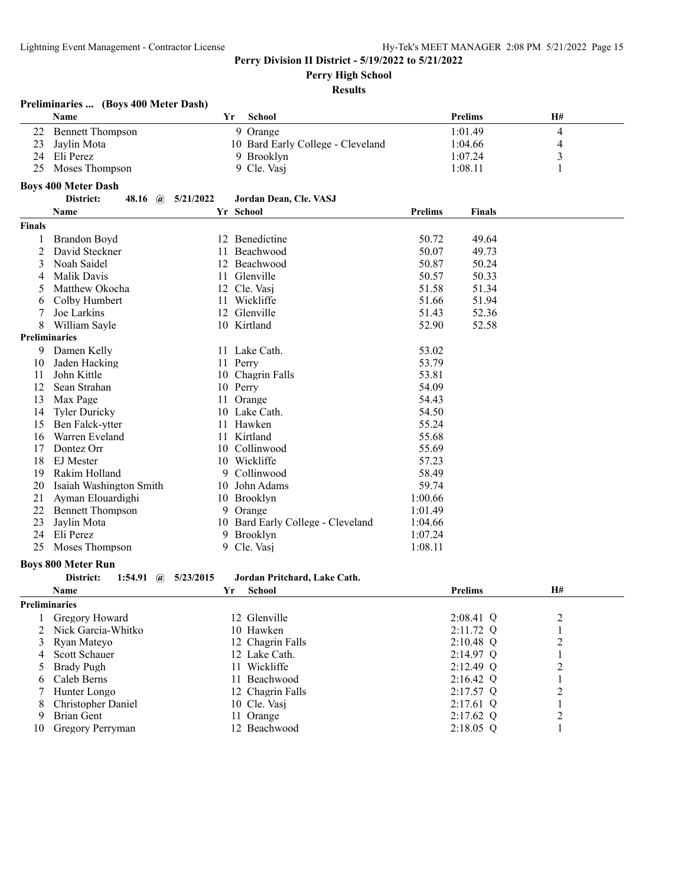# Perry Division II District - 5/19/2022 to 5/21/2022

## Perry High School

### Results

**Preliminaries ... (Boys 400 Meter Dash)**

| | Name | Yr | School | Prelims | H# |
|---|---|---|---|---|---|
| 22 | Bennett Thompson | 9 | Orange | 1:01.49 | 4 |
| 23 | Jaylin Mota | 10 | Bard Early College - Cleveland | 1:04.66 | 4 |
| 24 | Eli Perez | 9 | Brooklyn | 1:07.24 | 3 |
| 25 | Moses Thompson | 9 | Cle. Vasj | 1:08.11 | 1 |

**Boys 400 Meter Dash**

District: 48.16 @ 5/21/2022 Jordan Dean, Cle. VASJ

| | Name | Yr | School | Prelims | Finals |
|---|---|---|---|---|---|
| **Finals** | | | | | |
| 1 | Brandon Boyd | 12 | Benedictine | 50.72 | 49.64 |
| 2 | David Steckner | 11 | Beachwood | 50.07 | 49.73 |
| 3 | Noah Saidel | 12 | Beachwood | 50.87 | 50.24 |
| 4 | Malik Davis | 11 | Glenville | 50.57 | 50.33 |
| 5 | Matthew Okocha | 12 | Cle. Vasj | 51.58 | 51.34 |
| 6 | Colby Humbert | 11 | Wickliffe | 51.66 | 51.94 |
| 7 | Joe Larkins | 12 | Glenville | 51.43 | 52.36 |
| 8 | William Sayle | 10 | Kirtland | 52.90 | 52.58 |
| **Preliminaries** | | | | | |
| 9 | Damen Kelly | 11 | Lake Cath. | 53.02 | |
| 10 | Jaden Hacking | 11 | Perry | 53.79 | |
| 11 | John Kittle | 10 | Chagrin Falls | 53.81 | |
| 12 | Sean Strahan | 10 | Perry | 54.09 | |
| 13 | Max Page | 11 | Orange | 54.43 | |
| 14 | Tyler Duricky | 10 | Lake Cath. | 54.50 | |
| 15 | Ben Falck-ytter | 11 | Hawken | 55.24 | |
| 16 | Warren Eveland | 11 | Kirtland | 55.68 | |
| 17 | Dontez Orr | 10 | Collinwood | 55.69 | |
| 18 | EJ Mester | 10 | Wickliffe | 57.23 | |
| 19 | Rakim Holland | 9 | Collinwood | 58.49 | |
| 20 | Isaiah Washington Smith | 10 | John Adams | 59.74 | |
| 21 | Ayman Elouardighi | 10 | Brooklyn | 1:00.66 | |
| 22 | Bennett Thompson | 9 | Orange | 1:01.49 | |
| 23 | Jaylin Mota | 10 | Bard Early College - Cleveland | 1:04.66 | |
| 24 | Eli Perez | 9 | Brooklyn | 1:07.24 | |
| 25 | Moses Thompson | 9 | Cle. Vasj | 1:08.11 | |

**Boys 800 Meter Run**

District: 1:54.91 @ 5/23/2015 Jordan Pritchard, Lake Cath.

| | Name | Yr | School | Prelims | H# |
|---|---|---|---|---|---|
| **Preliminaries** | | | | | |
| 1 | Gregory Howard | 12 | Glenville | 2:08.41 Q | 2 |
| 2 | Nick Garcia-Whitko | 10 | Hawken | 2:11.72 Q | 1 |
| 3 | Ryan Mateyo | 12 | Chagrin Falls | 2:10.48 Q | 2 |
| 4 | Scott Schauer | 12 | Lake Cath. | 2:14.97 Q | 1 |
| 5 | Brady Pugh | 11 | Wickliffe | 2:12.49 Q | 2 |
| 6 | Caleb Berns | 11 | Beachwood | 2:16.42 Q | 1 |
| 7 | Hunter Longo | 12 | Chagrin Falls | 2:17.57 Q | 2 |
| 8 | Christopher Daniel | 10 | Cle. Vasj | 2:17.61 Q | 1 |
| 9 | Brian Gent | 11 | Orange | 2:17.62 Q | 2 |
| 10 | Gregory Perryman | 12 | Beachwood | 2:18.05 Q | 1 |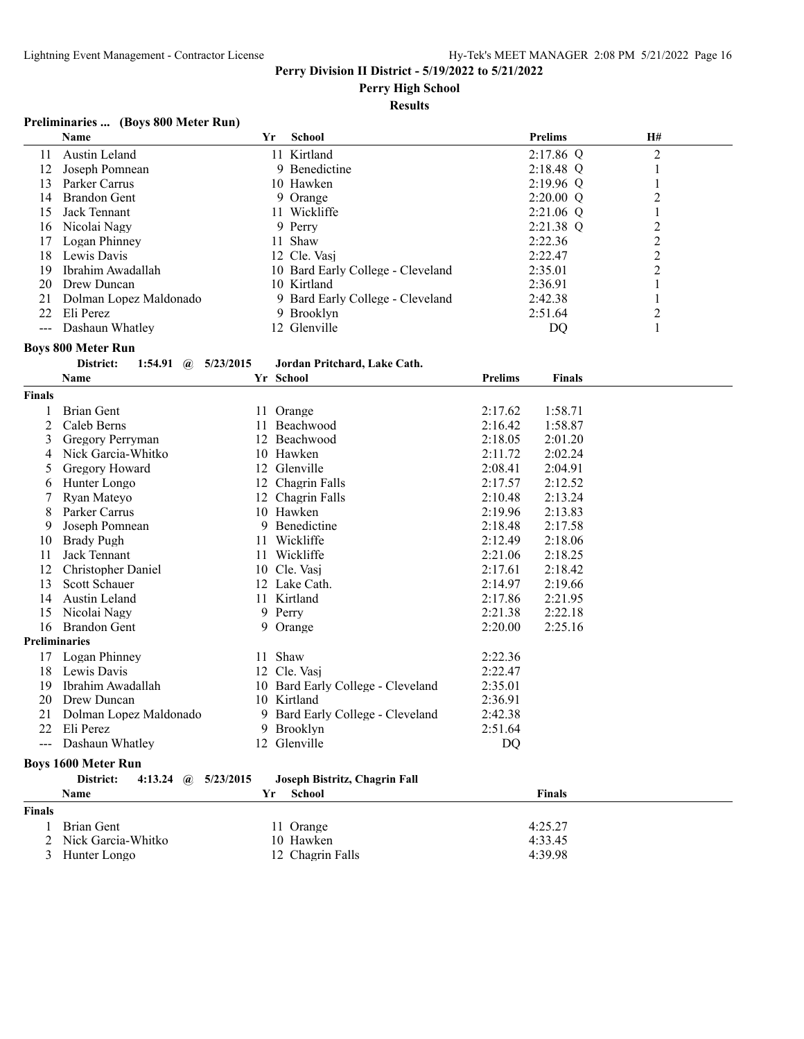**Perry Division II District - 5/19/2022 to 5/21/2022**

**Perry High School**

**Results**

### Preliminaries ... (Boys 800 Meter Run)

| | Name | Yr | School | Prelims | H# |
|---|---|---|---|---|---|
| 11 | Austin Leland | 11 | Kirtland | 2:17.86 Q | 2 |
| 12 | Joseph Pomnean | 9 | Benedictine | 2:18.48 Q | 1 |
| 13 | Parker Carrus | 10 | Hawken | 2:19.96 Q | 1 |
| 14 | Brandon Gent | 9 | Orange | 2:20.00 Q | 2 |
| 15 | Jack Tennant | 11 | Wickliffe | 2:21.06 Q | 1 |
| 16 | Nicolai Nagy | 9 | Perry | 2:21.38 Q | 2 |
| 17 | Logan Phinney | 11 | Shaw | 2:22.36 | 2 |
| 18 | Lewis Davis | 12 | Cle. Vasj | 2:22.47 | 2 |
| 19 | Ibrahim Awadallah | 10 | Bard Early College - Cleveland | 2:35.01 | 2 |
| 20 | Drew Duncan | 10 | Kirtland | 2:36.91 | 1 |
| 21 | Dolman Lopez Maldonado | 9 | Bard Early College - Cleveland | 2:42.38 | 1 |
| 22 | Eli Perez | 9 | Brooklyn | 2:51.64 | 2 |
| --- | Dashaun Whatley | 12 | Glenville | DQ | 1 |

### Boys 800 Meter Run

**District: 1:54.91 @ 5/23/2015 Jordan Pritchard, Lake Cath.**

| | Name | Yr | School | Prelims | Finals |
|---|---|---|---|---|---|
| **Finals** | | | | | |
| 1 | Brian Gent | 11 | Orange | 2:17.62 | 1:58.71 |
| 2 | Caleb Berns | 11 | Beachwood | 2:16.42 | 1:58.87 |
| 3 | Gregory Perryman | 12 | Beachwood | 2:18.05 | 2:01.20 |
| 4 | Nick Garcia-Whitko | 10 | Hawken | 2:11.72 | 2:02.24 |
| 5 | Gregory Howard | 12 | Glenville | 2:08.41 | 2:04.91 |
| 6 | Hunter Longo | 12 | Chagrin Falls | 2:17.57 | 2:12.52 |
| 7 | Ryan Mateyo | 12 | Chagrin Falls | 2:10.48 | 2:13.24 |
| 8 | Parker Carrus | 10 | Hawken | 2:19.96 | 2:13.83 |
| 9 | Joseph Pomnean | 9 | Benedictine | 2:18.48 | 2:17.58 |
| 10 | Brady Pugh | 11 | Wickliffe | 2:12.49 | 2:18.06 |
| 11 | Jack Tennant | 11 | Wickliffe | 2:21.06 | 2:18.25 |
| 12 | Christopher Daniel | 10 | Cle. Vasj | 2:17.61 | 2:18.42 |
| 13 | Scott Schauer | 12 | Lake Cath. | 2:14.97 | 2:19.66 |
| 14 | Austin Leland | 11 | Kirtland | 2:17.86 | 2:21.95 |
| 15 | Nicolai Nagy | 9 | Perry | 2:21.38 | 2:22.18 |
| 16 | Brandon Gent | 9 | Orange | 2:20.00 | 2:25.16 |
| **Preliminaries** | | | | | |
| 17 | Logan Phinney | 11 | Shaw | 2:22.36 | |
| 18 | Lewis Davis | 12 | Cle. Vasj | 2:22.47 | |
| 19 | Ibrahim Awadallah | 10 | Bard Early College - Cleveland | 2:35.01 | |
| 20 | Drew Duncan | 10 | Kirtland | 2:36.91 | |
| 21 | Dolman Lopez Maldonado | 9 | Bard Early College - Cleveland | 2:42.38 | |
| 22 | Eli Perez | 9 | Brooklyn | 2:51.64 | |
| --- | Dashaun Whatley | 12 | Glenville | DQ | |

### Boys 1600 Meter Run

**District: 4:13.24 @ 5/23/2015 Joseph Bistritz, Chagrin Fall**

| | Name | Yr | School | Finals |
|---|---|---|---|---|
| **Finals** | | | | |
| 1 | Brian Gent | 11 | Orange | 4:25.27 |
| 2 | Nick Garcia-Whitko | 10 | Hawken | 4:33.45 |
| 3 | Hunter Longo | 12 | Chagrin Falls | 4:39.98 |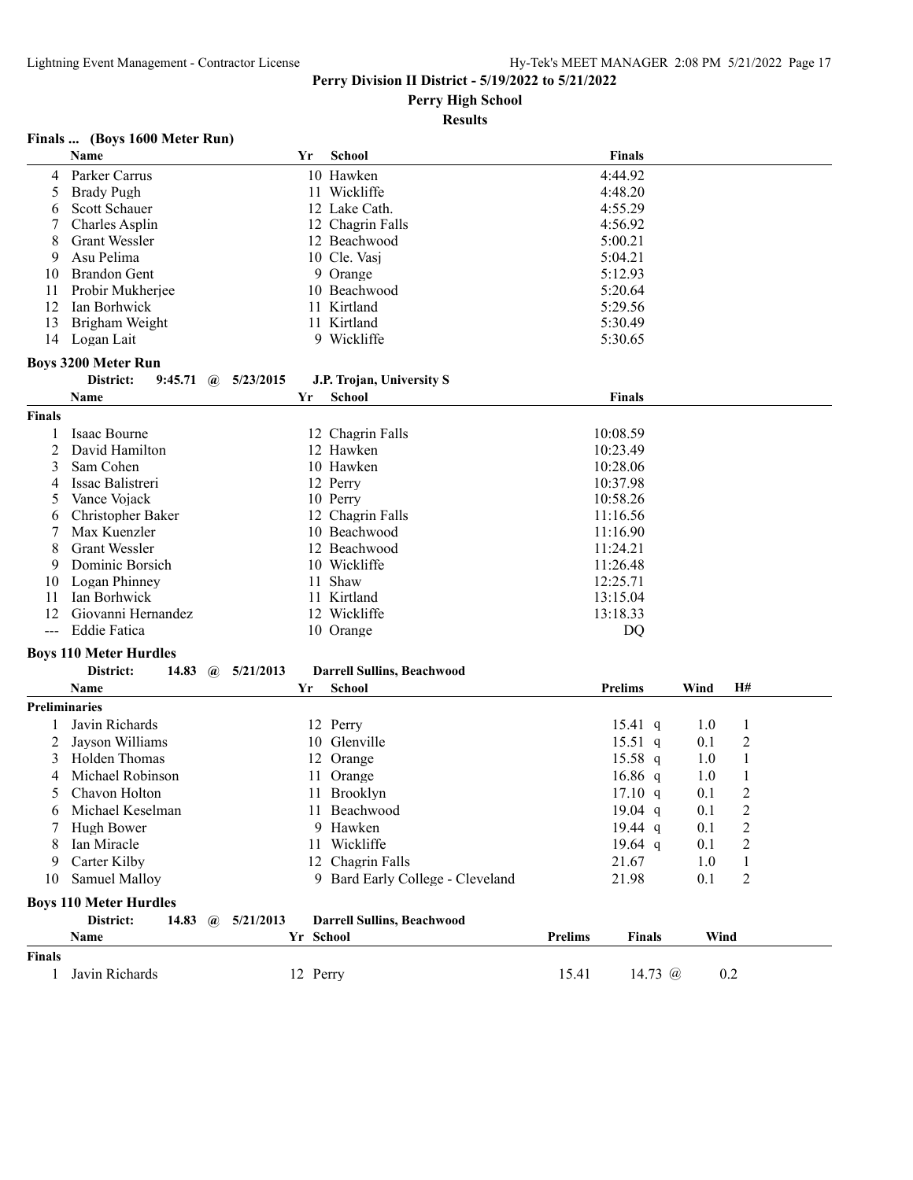**Perry Division II District - 5/19/2022 to 5/21/2022**

**Perry High School**

**Results**

### Finals ... (Boys 1600 Meter Run)

| | Name | Yr | School | Finals |
|---|---|---|---|---|
| 4 | Parker Carrus | 10 | Hawken | 4:44.92 |
| 5 | Brady Pugh | 11 | Wickliffe | 4:48.20 |
| 6 | Scott Schauer | 12 | Lake Cath. | 4:55.29 |
| 7 | Charles Asplin | 12 | Chagrin Falls | 4:56.92 |
| 8 | Grant Wessler | 12 | Beachwood | 5:00.21 |
| 9 | Asu Pelima | 10 | Cle. Vasj | 5:04.21 |
| 10 | Brandon Gent | 9 | Orange | 5:12.93 |
| 11 | Probir Mukherjee | 10 | Beachwood | 5:20.64 |
| 12 | Ian Borhwick | 11 | Kirtland | 5:29.56 |
| 13 | Brigham Weight | 11 | Kirtland | 5:30.49 |
| 14 | Logan Lait | 9 | Wickliffe | 5:30.65 |

### Boys 3200 Meter Run

District: 9:45.71 @ 5/23/2015 J.P. Trojan, University S

| | Name | Yr | School | Finals |
|---|---|---|---|---|
| **Finals** | | | | |
| 1 | Isaac Bourne | 12 | Chagrin Falls | 10:08.59 |
| 2 | David Hamilton | 12 | Hawken | 10:23.49 |
| 3 | Sam Cohen | 10 | Hawken | 10:28.06 |
| 4 | Issac Balistreri | 12 | Perry | 10:37.98 |
| 5 | Vance Vojack | 10 | Perry | 10:58.26 |
| 6 | Christopher Baker | 12 | Chagrin Falls | 11:16.56 |
| 7 | Max Kuenzler | 10 | Beachwood | 11:16.90 |
| 8 | Grant Wessler | 12 | Beachwood | 11:24.21 |
| 9 | Dominic Borsich | 10 | Wickliffe | 11:26.48 |
| 10 | Logan Phinney | 11 | Shaw | 12:25.71 |
| 11 | Ian Borhwick | 11 | Kirtland | 13:15.04 |
| 12 | Giovanni Hernandez | 12 | Wickliffe | 13:18.33 |
| --- | Eddie Fatica | 10 | Orange | DQ |

### Boys 110 Meter Hurdles

District: 14.83 @ 5/21/2013 Darrell Sullins, Beachwood

| | Name | Yr | School | Prelims | Wind | H# |
|---|---|---|---|---|---|---|
| **Preliminaries** | | | | | | |
| 1 | Javin Richards | 12 | Perry | 15.41 q | 1.0 | 1 |
| 2 | Jayson Williams | 10 | Glenville | 15.51 q | 0.1 | 2 |
| 3 | Holden Thomas | 12 | Orange | 15.58 q | 1.0 | 1 |
| 4 | Michael Robinson | 11 | Orange | 16.86 q | 1.0 | 1 |
| 5 | Chavon Holton | 11 | Brooklyn | 17.10 q | 0.1 | 2 |
| 6 | Michael Keselman | 11 | Beachwood | 19.04 q | 0.1 | 2 |
| 7 | Hugh Bower | 9 | Hawken | 19.44 q | 0.1 | 2 |
| 8 | Ian Miracle | 11 | Wickliffe | 19.64 q | 0.1 | 2 |
| 9 | Carter Kilby | 12 | Chagrin Falls | 21.67 | 1.0 | 1 |
| 10 | Samuel Malloy | 9 | Bard Early College - Cleveland | 21.98 | 0.1 | 2 |

### Boys 110 Meter Hurdles

District: 14.83 @ 5/21/2013 Darrell Sullins, Beachwood

| | Name | Yr | School | Prelims | Finals | Wind |
|---|---|---|---|---|---|---|
| **Finals** | | | | | | |
| 1 | Javin Richards | 12 | Perry | 15.41 | 14.73 @ | 0.2 |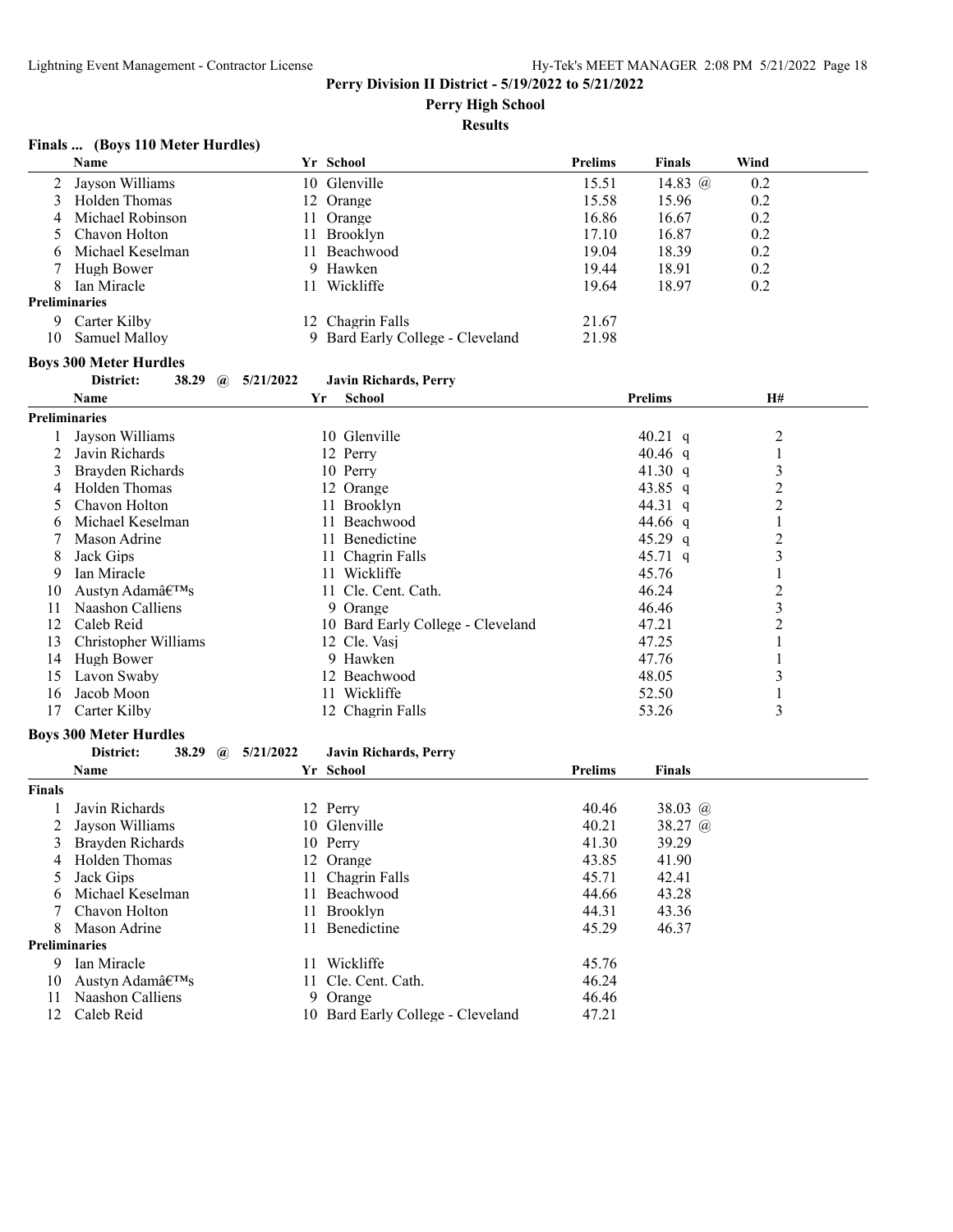**Perry Division II District - 5/19/2022 to 5/21/2022**

**Perry High School**

**Results**

### Finals ... (Boys 110 Meter Hurdles)

| | Name | Yr | School | Prelims | Finals | Wind |
|---|---|---|---|---|---|---|
| 2 | Jayson Williams | 10 | Glenville | 15.51 | 14.83 @ | 0.2 |
| 3 | Holden Thomas | 12 | Orange | 15.58 | 15.96 | 0.2 |
| 4 | Michael Robinson | 11 | Orange | 16.86 | 16.67 | 0.2 |
| 5 | Chavon Holton | 11 | Brooklyn | 17.10 | 16.87 | 0.2 |
| 6 | Michael Keselman | 11 | Beachwood | 19.04 | 18.39 | 0.2 |
| 7 | Hugh Bower | 9 | Hawken | 19.44 | 18.91 | 0.2 |
| 8 | Ian Miracle | 11 | Wickliffe | 19.64 | 18.97 | 0.2 |
| **Preliminaries** | | | | | | |
| 9 | Carter Kilby | 12 | Chagrin Falls | 21.67 | | |
| 10 | Samuel Malloy | 9 | Bard Early College - Cleveland | 21.98 | | |

### Boys 300 Meter Hurdles

District: 38.29 @ 5/21/2022 Javin Richards, Perry

| | Name | Yr | School | Prelims | H# |
|---|---|---|---|---|---|
| **Preliminaries** | | | | | |
| 1 | Jayson Williams | 10 | Glenville | 40.21 q | 2 |
| 2 | Javin Richards | 12 | Perry | 40.46 q | 1 |
| 3 | Brayden Richards | 10 | Perry | 41.30 q | 3 |
| 4 | Holden Thomas | 12 | Orange | 43.85 q | 2 |
| 5 | Chavon Holton | 11 | Brooklyn | 44.31 q | 2 |
| 6 | Michael Keselman | 11 | Beachwood | 44.66 q | 1 |
| 7 | Mason Adrine | 11 | Benedictine | 45.29 q | 2 |
| 8 | Jack Gips | 11 | Chagrin Falls | 45.71 q | 3 |
| 9 | Ian Miracle | 11 | Wickliffe | 45.76 | 1 |
| 10 | Austyn Adamâ€™s | 11 | Cle. Cent. Cath. | 46.24 | 2 |
| 11 | Naashon Calliens | 9 | Orange | 46.46 | 3 |
| 12 | Caleb Reid | 10 | Bard Early College - Cleveland | 47.21 | 2 |
| 13 | Christopher Williams | 12 | Cle. Vasj | 47.25 | 1 |
| 14 | Hugh Bower | 9 | Hawken | 47.76 | 1 |
| 15 | Lavon Swaby | 12 | Beachwood | 48.05 | 3 |
| 16 | Jacob Moon | 11 | Wickliffe | 52.50 | 1 |
| 17 | Carter Kilby | 12 | Chagrin Falls | 53.26 | 3 |

### Boys 300 Meter Hurdles

District: 38.29 @ 5/21/2022 Javin Richards, Perry

| | Name | Yr | School | Prelims | Finals |
|---|---|---|---|---|---|
| **Finals** | | | | | |
| 1 | Javin Richards | 12 | Perry | 40.46 | 38.03 @ |
| 2 | Jayson Williams | 10 | Glenville | 40.21 | 38.27 @ |
| 3 | Brayden Richards | 10 | Perry | 41.30 | 39.29 |
| 4 | Holden Thomas | 12 | Orange | 43.85 | 41.90 |
| 5 | Jack Gips | 11 | Chagrin Falls | 45.71 | 42.41 |
| 6 | Michael Keselman | 11 | Beachwood | 44.66 | 43.28 |
| 7 | Chavon Holton | 11 | Brooklyn | 44.31 | 43.36 |
| 8 | Mason Adrine | 11 | Benedictine | 45.29 | 46.37 |
| **Preliminaries** | | | | | |
| 9 | Ian Miracle | 11 | Wickliffe | 45.76 | |
| 10 | Austyn Adamâ€™s | 11 | Cle. Cent. Cath. | 46.24 | |
| 11 | Naashon Calliens | 9 | Orange | 46.46 | |
| 12 | Caleb Reid | 10 | Bard Early College - Cleveland | 47.21 | |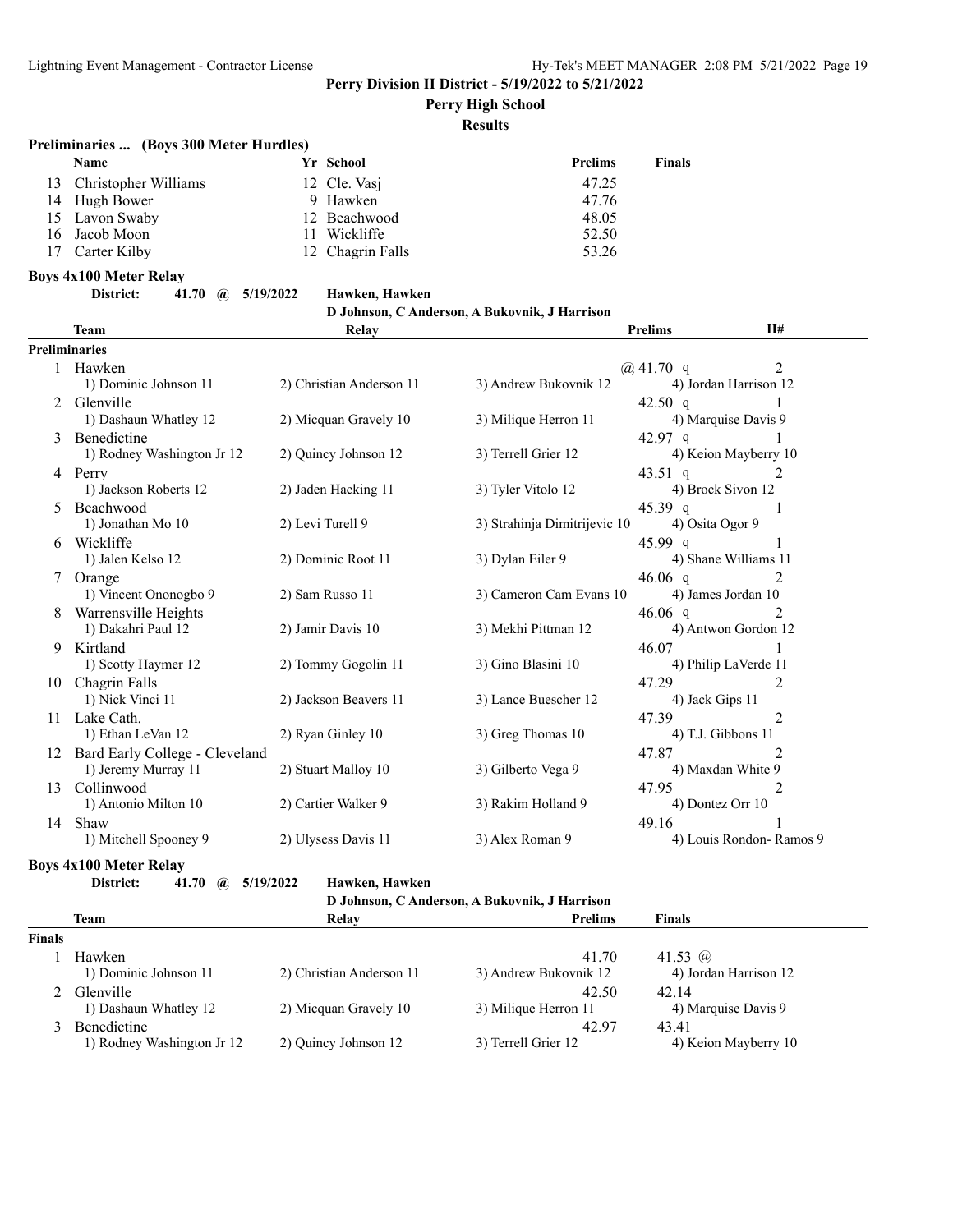**Perry Division II District - 5/19/2022 to 5/21/2022**

**Perry High School**

**Results**

### Preliminaries ... (Boys 300 Meter Hurdles)

| | Name | Yr | School | Prelims | Finals |
|---|---|---|---|---|---|
| 13 | Christopher Williams | 12 | Cle. Vasj | 47.25 | |
| 14 | Hugh Bower | 9 | Hawken | 47.76 | |
| 15 | Lavon Swaby | 12 | Beachwood | 48.05 | |
| 16 | Jacob Moon | 11 | Wickliffe | 52.50 | |
| 17 | Carter Kilby | 12 | Chagrin Falls | 53.26 | |

### Boys 4x100 Meter Relay

**District:** 41.70 @ 5/19/2022 Hawken, Hawken
D Johnson, C Anderson, A Bukovnik, J Harrison

| | Team | Relay | | Prelims | H# |
|---|---|---|---|---|---|
| **Preliminaries** | | | | | |
| 1 | Hawken | | | @ 41.70 q | 2 |
| | 1) Dominic Johnson 11 | 2) Christian Anderson 11 | 3) Andrew Bukovnik 12 | 4) Jordan Harrison 12 | |
| 2 | Glenville | | | 42.50 q | 1 |
| | 1) Dashaun Whatley 12 | 2) Micquan Gravely 10 | 3) Milique Herron 11 | 4) Marquise Davis 9 | |
| 3 | Benedictine | | | 42.97 q | 1 |
| | 1) Rodney Washington Jr 12 | 2) Quincy Johnson 12 | 3) Terrell Grier 12 | 4) Keion Mayberry 10 | |
| 4 | Perry | | | 43.51 q | 2 |
| | 1) Jackson Roberts 12 | 2) Jaden Hacking 11 | 3) Tyler Vitolo 12 | 4) Brock Sivon 12 | |
| 5 | Beachwood | | | 45.39 q | 1 |
| | 1) Jonathan Mo 10 | 2) Levi Turell 9 | 3) Strahinja Dimitrijevic 10 | 4) Osita Ogor 9 | |
| 6 | Wickliffe | | | 45.99 q | 1 |
| | 1) Jalen Kelso 12 | 2) Dominic Root 11 | 3) Dylan Eiler 9 | 4) Shane Williams 11 | |
| 7 | Orange | | | 46.06 q | 2 |
| | 1) Vincent Ononogbo 9 | 2) Sam Russo 11 | 3) Cameron Cam Evans 10 | 4) James Jordan 10 | |
| 8 | Warrensville Heights | | | 46.06 q | 2 |
| | 1) Dakahri Paul 12 | 2) Jamir Davis 10 | 3) Mekhi Pittman 12 | 4) Antwon Gordon 12 | |
| 9 | Kirtland | | | 46.07 | 1 |
| | 1) Scotty Haymer 12 | 2) Tommy Gogolin 11 | 3) Gino Blasini 10 | 4) Philip LaVerde 11 | |
| 10 | Chagrin Falls | | | 47.29 | 2 |
| | 1) Nick Vinci 11 | 2) Jackson Beavers 11 | 3) Lance Buescher 12 | 4) Jack Gips 11 | |
| 11 | Lake Cath. | | | 47.39 | 2 |
| | 1) Ethan LeVan 12 | 2) Ryan Ginley 10 | 3) Greg Thomas 10 | 4) T.J. Gibbons 11 | |
| 12 | Bard Early College - Cleveland | | | 47.87 | 2 |
| | 1) Jeremy Murray 11 | 2) Stuart Malloy 10 | 3) Gilberto Vega 9 | 4) Maxdan White 9 | |
| 13 | Collinwood | | | 47.95 | 2 |
| | 1) Antonio Milton 10 | 2) Cartier Walker 9 | 3) Rakim Holland 9 | 4) Dontez Orr 10 | |
| 14 | Shaw | | | 49.16 | 1 |
| | 1) Mitchell Spooney 9 | 2) Ulysess Davis 11 | 3) Alex Roman 9 | 4) Louis Rondon- Ramos 9 | |

### Boys 4x100 Meter Relay

**District:** 41.70 @ 5/19/2022 Hawken, Hawken
D Johnson, C Anderson, A Bukovnik, J Harrison

| | Team | Relay | Prelims | Finals |
|---|---|---|---|---|
| **Finals** | | | | |
| 1 | Hawken | | 41.70 | 41.53 @ |
| | 1) Dominic Johnson 11 | 2) Christian Anderson 11 | 3) Andrew Bukovnik 12 | 4) Jordan Harrison 12 |
| 2 | Glenville | | 42.50 | 42.14 |
| | 1) Dashaun Whatley 12 | 2) Micquan Gravely 10 | 3) Milique Herron 11 | 4) Marquise Davis 9 |
| 3 | Benedictine | | 42.97 | 43.41 |
| | 1) Rodney Washington Jr 12 | 2) Quincy Johnson 12 | 3) Terrell Grier 12 | 4) Keion Mayberry 10 |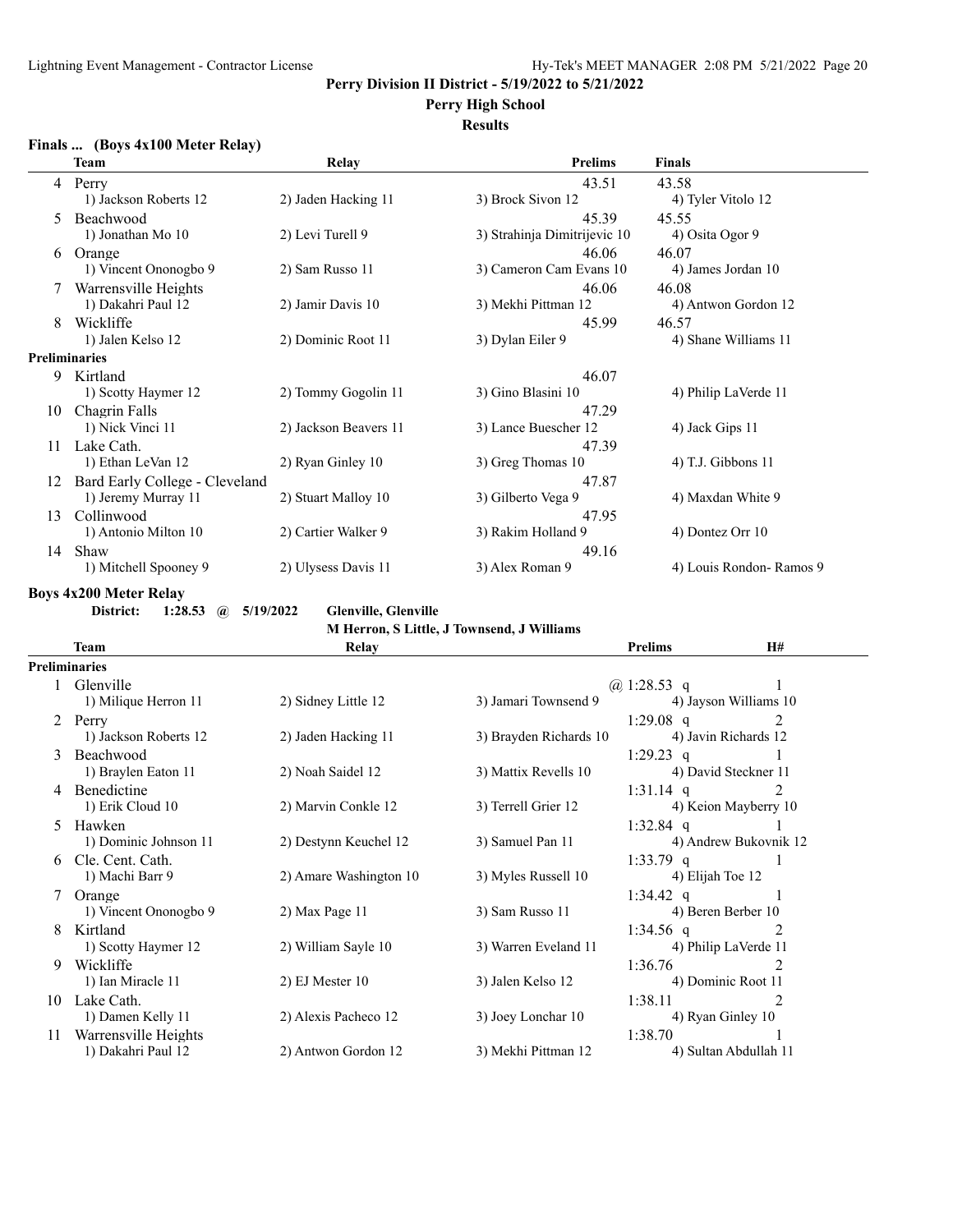**Perry Division II District - 5/19/2022 to 5/21/2022**

**Perry High School**

**Results**

### Finals ... (Boys 4x100 Meter Relay)

| | Team | Relay | | Prelims | Finals |
|---|---|---|---|---|---|
| 4 | Perry | | | 43.51 | 43.58 |
| | 1) Jackson Roberts 12 | 2) Jaden Hacking 11 | 3) Brock Sivon 12 | | 4) Tyler Vitolo 12 |
| 5 | Beachwood | | | 45.39 | 45.55 |
| | 1) Jonathan Mo 10 | 2) Levi Turell 9 | 3) Strahinja Dimitrijevic 10 | | 4) Osita Ogor 9 |
| 6 | Orange | | | 46.06 | 46.07 |
| | 1) Vincent Ononogbo 9 | 2) Sam Russo 11 | 3) Cameron Cam Evans 10 | | 4) James Jordan 10 |
| 7 | Warrensville Heights | | | 46.06 | 46.08 |
| | 1) Dakahri Paul 12 | 2) Jamir Davis 10 | 3) Mekhi Pittman 12 | | 4) Antwon Gordon 12 |
| 8 | Wickliffe | | | 45.99 | 46.57 |
| | 1) Jalen Kelso 12 | 2) Dominic Root 11 | 3) Dylan Eiler 9 | | 4) Shane Williams 11 |
| **Preliminaries** | | | | | |
| 9 | Kirtland | | | 46.07 | |
| | 1) Scotty Haymer 12 | 2) Tommy Gogolin 11 | 3) Gino Blasini 10 | | 4) Philip LaVerde 11 |
| 10 | Chagrin Falls | | | 47.29 | |
| | 1) Nick Vinci 11 | 2) Jackson Beavers 11 | 3) Lance Buescher 12 | | 4) Jack Gips 11 |
| 11 | Lake Cath. | | | 47.39 | |
| | 1) Ethan LeVan 12 | 2) Ryan Ginley 10 | 3) Greg Thomas 10 | | 4) T.J. Gibbons 11 |
| 12 | Bard Early College - Cleveland | | | 47.87 | |
| | 1) Jeremy Murray 11 | 2) Stuart Malloy 10 | 3) Gilberto Vega 9 | | 4) Maxdan White 9 |
| 13 | Collinwood | | | 47.95 | |
| | 1) Antonio Milton 10 | 2) Cartier Walker 9 | 3) Rakim Holland 9 | | 4) Dontez Orr 10 |
| 14 | Shaw | | | 49.16 | |
| | 1) Mitchell Spooney 9 | 2) Ulysess Davis 11 | 3) Alex Roman 9 | | 4) Louis Rondon- Ramos 9 |

### Boys 4x200 Meter Relay

**District: 1:28.53 @ 5/19/2022 Glenville, Glenville**
**M Herron, S Little, J Townsend, J Williams**

| | Team | Relay | | Prelims | H# |
|---|---|---|---|---|---|
| **Preliminaries** | | | | | |
| 1 | Glenville | | | @ 1:28.53 q | 1 |
| | 1) Milique Herron 11 | 2) Sidney Little 12 | 3) Jamari Townsend 9 | 4) Jayson Williams 10 | |
| 2 | Perry | | | 1:29.08 q | 2 |
| | 1) Jackson Roberts 12 | 2) Jaden Hacking 11 | 3) Brayden Richards 10 | 4) Javin Richards 12 | |
| 3 | Beachwood | | | 1:29.23 q | 1 |
| | 1) Braylen Eaton 11 | 2) Noah Saidel 12 | 3) Mattix Revells 10 | 4) David Steckner 11 | |
| 4 | Benedictine | | | 1:31.14 q | 2 |
| | 1) Erik Cloud 10 | 2) Marvin Conkle 12 | 3) Terrell Grier 12 | 4) Keion Mayberry 10 | |
| 5 | Hawken | | | 1:32.84 q | 1 |
| | 1) Dominic Johnson 11 | 2) Destynn Keuchel 12 | 3) Samuel Pan 11 | 4) Andrew Bukovnik 12 | |
| 6 | Cle. Cent. Cath. | | | 1:33.79 q | 1 |
| | 1) Machi Barr 9 | 2) Amare Washington 10 | 3) Myles Russell 10 | 4) Elijah Toe 12 | |
| 7 | Orange | | | 1:34.42 q | 1 |
| | 1) Vincent Ononogbo 9 | 2) Max Page 11 | 3) Sam Russo 11 | 4) Beren Berber 10 | |
| 8 | Kirtland | | | 1:34.56 q | 2 |
| | 1) Scotty Haymer 12 | 2) William Sayle 10 | 3) Warren Eveland 11 | 4) Philip LaVerde 11 | |
| 9 | Wickliffe | | | 1:36.76 | 2 |
| | 1) Ian Miracle 11 | 2) EJ Mester 10 | 3) Jalen Kelso 12 | 4) Dominic Root 11 | |
| 10 | Lake Cath. | | | 1:38.11 | 2 |
| | 1) Damen Kelly 11 | 2) Alexis Pacheco 12 | 3) Joey Lonchar 10 | 4) Ryan Ginley 10 | |
| 11 | Warrensville Heights | | | 1:38.70 | 1 |
| | 1) Dakahri Paul 12 | 2) Antwon Gordon 12 | 3) Mekhi Pittman 12 | 4) Sultan Abdullah 11 | |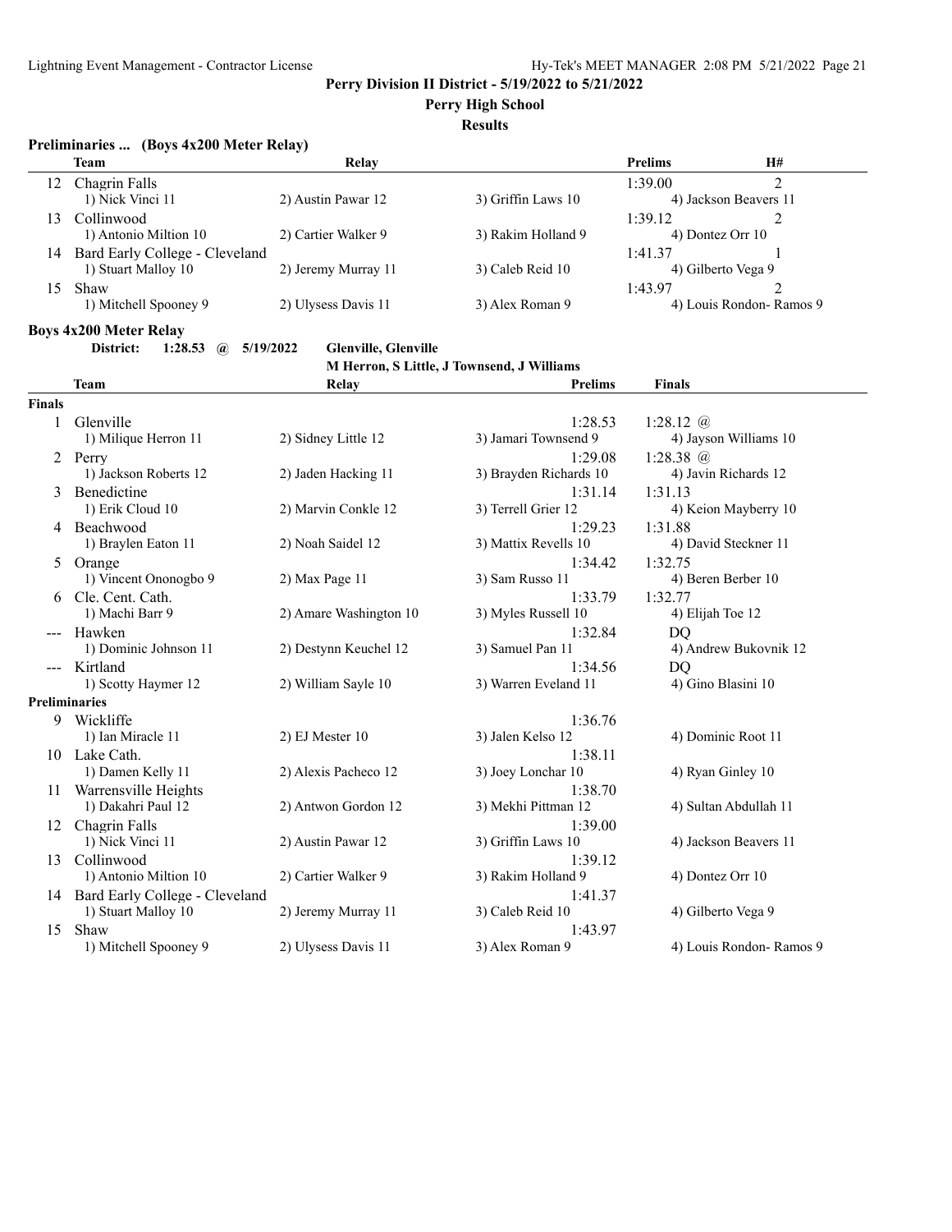Perry Division II District - 5/19/2022 to 5/21/2022

**Perry High School**

**Results**

### Preliminaries ... (Boys 4x200 Meter Relay)

| | Team | Relay | | Prelims | H# |
|---|---|---|---|---|---|
| 12 | Chagrin Falls | | | 1:39.00 | 2 |
| | 1) Nick Vinci 11 | 2) Austin Pawar 12 | 3) Griffin Laws 10 | 4) Jackson Beavers 11 | |
| 13 | Collinwood | | | 1:39.12 | 2 |
| | 1) Antonio Miltion 10 | 2) Cartier Walker 9 | 3) Rakim Holland 9 | 4) Dontez Orr 10 | |
| 14 | Bard Early College - Cleveland | | | 1:41.37 | 1 |
| | 1) Stuart Malloy 10 | 2) Jeremy Murray 11 | 3) Caleb Reid 10 | 4) Gilberto Vega 9 | |
| 15 | Shaw | | | 1:43.97 | 2 |
| | 1) Mitchell Spooney 9 | 2) Ulysess Davis 11 | 3) Alex Roman 9 | 4) Louis Rondon- Ramos 9 | |

### Boys 4x200 Meter Relay

**District: 1:28.53 @ 5/19/2022 Glenville, Glenville**
**M Herron, S Little, J Townsend, J Williams**

| | Team | Relay | | Prelims | Finals |
|---|---|---|---|---|---|
| **Finals** | | | | | |
| 1 | Glenville | | | 1:28.53 | 1:28.12 @ |
| | 1) Milique Herron 11 | 2) Sidney Little 12 | 3) Jamari Townsend 9 | | 4) Jayson Williams 10 |
| 2 | Perry | | | 1:29.08 | 1:28.38 @ |
| | 1) Jackson Roberts 12 | 2) Jaden Hacking 11 | 3) Brayden Richards 10 | | 4) Javin Richards 12 |
| 3 | Benedictine | | | 1:31.14 | 1:31.13 |
| | 1) Erik Cloud 10 | 2) Marvin Conkle 12 | 3) Terrell Grier 12 | | 4) Keion Mayberry 10 |
| 4 | Beachwood | | | 1:29.23 | 1:31.88 |
| | 1) Braylen Eaton 11 | 2) Noah Saidel 12 | 3) Mattix Revells 10 | | 4) David Steckner 11 |
| 5 | Orange | | | 1:34.42 | 1:32.75 |
| | 1) Vincent Ononogbo 9 | 2) Max Page 11 | 3) Sam Russo 11 | | 4) Beren Berber 10 |
| 6 | Cle. Cent. Cath. | | | 1:33.79 | 1:32.77 |
| | 1) Machi Barr 9 | 2) Amare Washington 10 | 3) Myles Russell 10 | | 4) Elijah Toe 12 |
| --- | Hawken | | | 1:32.84 | DQ |
| | 1) Dominic Johnson 11 | 2) Destynn Keuchel 12 | 3) Samuel Pan 11 | | 4) Andrew Bukovnik 12 |
| --- | Kirtland | | | 1:34.56 | DQ |
| | 1) Scotty Haymer 12 | 2) William Sayle 10 | 3) Warren Eveland 11 | | 4) Gino Blasini 10 |
| **Preliminaries** | | | | | |
| 9 | Wickliffe | | | 1:36.76 | |
| | 1) Ian Miracle 11 | 2) EJ Mester 10 | 3) Jalen Kelso 12 | | 4) Dominic Root 11 |
| 10 | Lake Cath. | | | 1:38.11 | |
| | 1) Damen Kelly 11 | 2) Alexis Pacheco 12 | 3) Joey Lonchar 10 | | 4) Ryan Ginley 10 |
| 11 | Warrensville Heights | | | 1:38.70 | |
| | 1) Dakahri Paul 12 | 2) Antwon Gordon 12 | 3) Mekhi Pittman 12 | | 4) Sultan Abdullah 11 |
| 12 | Chagrin Falls | | | 1:39.00 | |
| | 1) Nick Vinci 11 | 2) Austin Pawar 12 | 3) Griffin Laws 10 | | 4) Jackson Beavers 11 |
| 13 | Collinwood | | | 1:39.12 | |
| | 1) Antonio Miltion 10 | 2) Cartier Walker 9 | 3) Rakim Holland 9 | | 4) Dontez Orr 10 |
| 14 | Bard Early College - Cleveland | | | 1:41.37 | |
| | 1) Stuart Malloy 10 | 2) Jeremy Murray 11 | 3) Caleb Reid 10 | | 4) Gilberto Vega 9 |
| 15 | Shaw | | | 1:43.97 | |
| | 1) Mitchell Spooney 9 | 2) Ulysess Davis 11 | 3) Alex Roman 9 | | 4) Louis Rondon- Ramos 9 |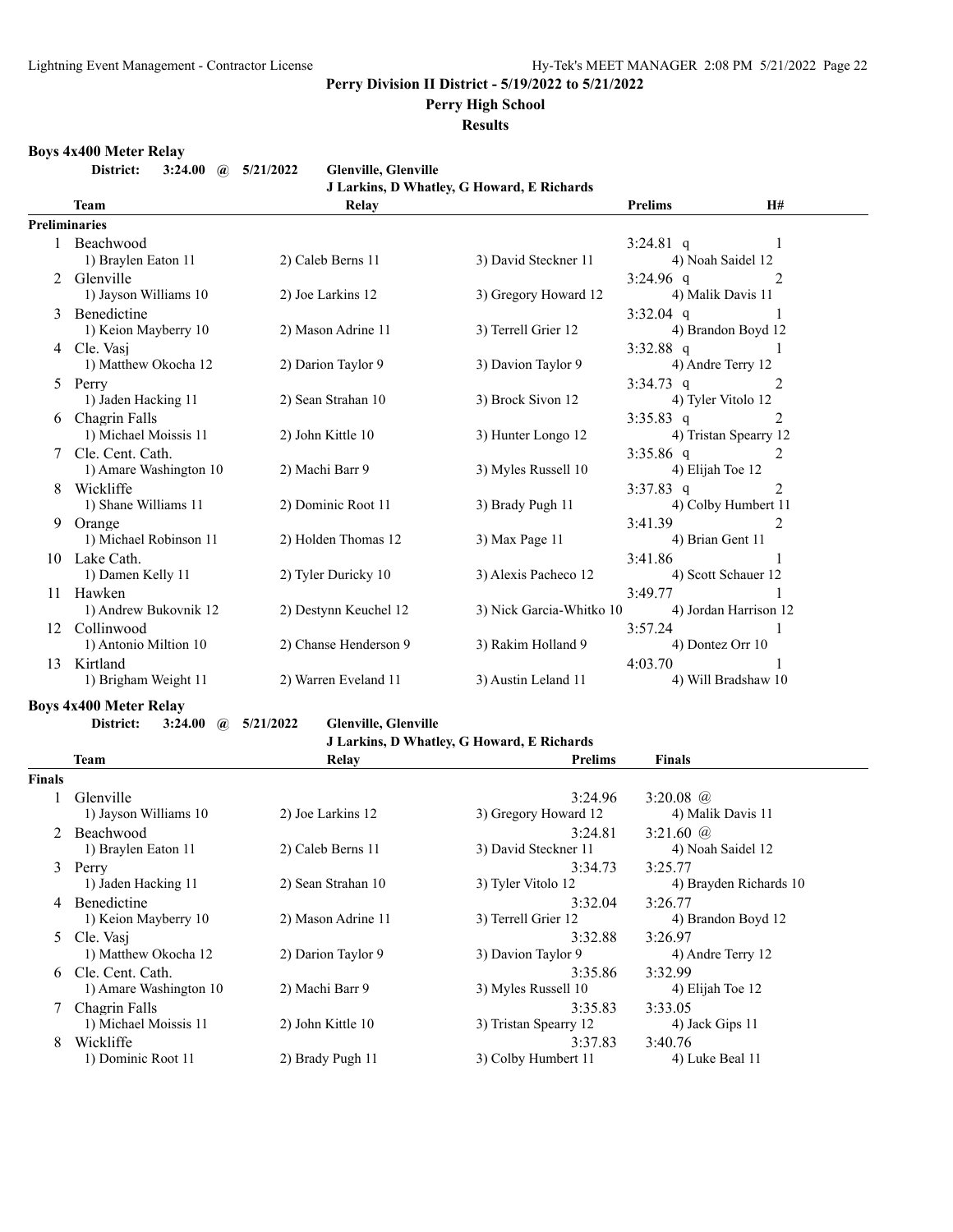## Perry Division II District - 5/19/2022 to 5/21/2022

## Perry High School

## Results

### Boys 4x400 Meter Relay

**District: 3:24.00 @ 5/21/2022 Glenville, Glenville**
**J Larkins, D Whatley, G Howard, E Richards**

| | Team | Relay | | Prelims | H# |
|---|---|---|---|---|---|
| **Preliminaries** | | | | | |
| 1 | Beachwood | | | 3:24.81 q | 1 |
| | 1) Braylen Eaton 11 | 2) Caleb Berns 11 | 3) David Steckner 11 | 4) Noah Saidel 12 | |
| 2 | Glenville | | | 3:24.96 q | 2 |
| | 1) Jayson Williams 10 | 2) Joe Larkins 12 | 3) Gregory Howard 12 | 4) Malik Davis 11 | |
| 3 | Benedictine | | | 3:32.04 q | 1 |
| | 1) Keion Mayberry 10 | 2) Mason Adrine 11 | 3) Terrell Grier 12 | 4) Brandon Boyd 12 | |
| 4 | Cle. Vasj | | | 3:32.88 q | 1 |
| | 1) Matthew Okocha 12 | 2) Darion Taylor 9 | 3) Davion Taylor 9 | 4) Andre Terry 12 | |
| 5 | Perry | | | 3:34.73 q | 2 |
| | 1) Jaden Hacking 11 | 2) Sean Strahan 10 | 3) Brock Sivon 12 | 4) Tyler Vitolo 12 | |
| 6 | Chagrin Falls | | | 3:35.83 q | 2 |
| | 1) Michael Moissis 11 | 2) John Kittle 10 | 3) Hunter Longo 12 | 4) Tristan Spearry 12 | |
| 7 | Cle. Cent. Cath. | | | 3:35.86 q | 2 |
| | 1) Amare Washington 10 | 2) Machi Barr 9 | 3) Myles Russell 10 | 4) Elijah Toe 12 | |
| 8 | Wickliffe | | | 3:37.83 q | 2 |
| | 1) Shane Williams 11 | 2) Dominic Root 11 | 3) Brady Pugh 11 | 4) Colby Humbert 11 | |
| 9 | Orange | | | 3:41.39 | 2 |
| | 1) Michael Robinson 11 | 2) Holden Thomas 12 | 3) Max Page 11 | 4) Brian Gent 11 | |
| 10 | Lake Cath. | | | 3:41.86 | 1 |
| | 1) Damen Kelly 11 | 2) Tyler Duricky 10 | 3) Alexis Pacheco 12 | 4) Scott Schauer 12 | |
| 11 | Hawken | | | 3:49.77 | 1 |
| | 1) Andrew Bukovnik 12 | 2) Destynn Keuchel 12 | 3) Nick Garcia-Whitko 10 | 4) Jordan Harrison 12 | |
| 12 | Collinwood | | | 3:57.24 | 1 |
| | 1) Antonio Miltion 10 | 2) Chanse Henderson 9 | 3) Rakim Holland 9 | 4) Dontez Orr 10 | |
| 13 | Kirtland | | | 4:03.70 | 1 |
| | 1) Brigham Weight 11 | 2) Warren Eveland 11 | 3) Austin Leland 11 | 4) Will Bradshaw 10 | |

### Boys 4x400 Meter Relay

**District: 3:24.00 @ 5/21/2022 Glenville, Glenville**
**J Larkins, D Whatley, G Howard, E Richards**

| | Team | Relay | Prelims | Finals |
|---|---|---|---|---|
| **Finals** | | | | |
| 1 | Glenville | | 3:24.96 | 3:20.08 @ |
| | 1) Jayson Williams 10 | 2) Joe Larkins 12 | 3) Gregory Howard 12 | 4) Malik Davis 11 |
| 2 | Beachwood | | 3:24.81 | 3:21.60 @ |
| | 1) Braylen Eaton 11 | 2) Caleb Berns 11 | 3) David Steckner 11 | 4) Noah Saidel 12 |
| 3 | Perry | | 3:34.73 | 3:25.77 |
| | 1) Jaden Hacking 11 | 2) Sean Strahan 10 | 3) Tyler Vitolo 12 | 4) Brayden Richards 10 |
| 4 | Benedictine | | 3:32.04 | 3:26.77 |
| | 1) Keion Mayberry 10 | 2) Mason Adrine 11 | 3) Terrell Grier 12 | 4) Brandon Boyd 12 |
| 5 | Cle. Vasj | | 3:32.88 | 3:26.97 |
| | 1) Matthew Okocha 12 | 2) Darion Taylor 9 | 3) Davion Taylor 9 | 4) Andre Terry 12 |
| 6 | Cle. Cent. Cath. | | 3:35.86 | 3:32.99 |
| | 1) Amare Washington 10 | 2) Machi Barr 9 | 3) Myles Russell 10 | 4) Elijah Toe 12 |
| 7 | Chagrin Falls | | 3:35.83 | 3:33.05 |
| | 1) Michael Moissis 11 | 2) John Kittle 10 | 3) Tristan Spearry 12 | 4) Jack Gips 11 |
| 8 | Wickliffe | | 3:37.83 | 3:40.76 |
| | 1) Dominic Root 11 | 2) Brady Pugh 11 | 3) Colby Humbert 11 | 4) Luke Beal 11 |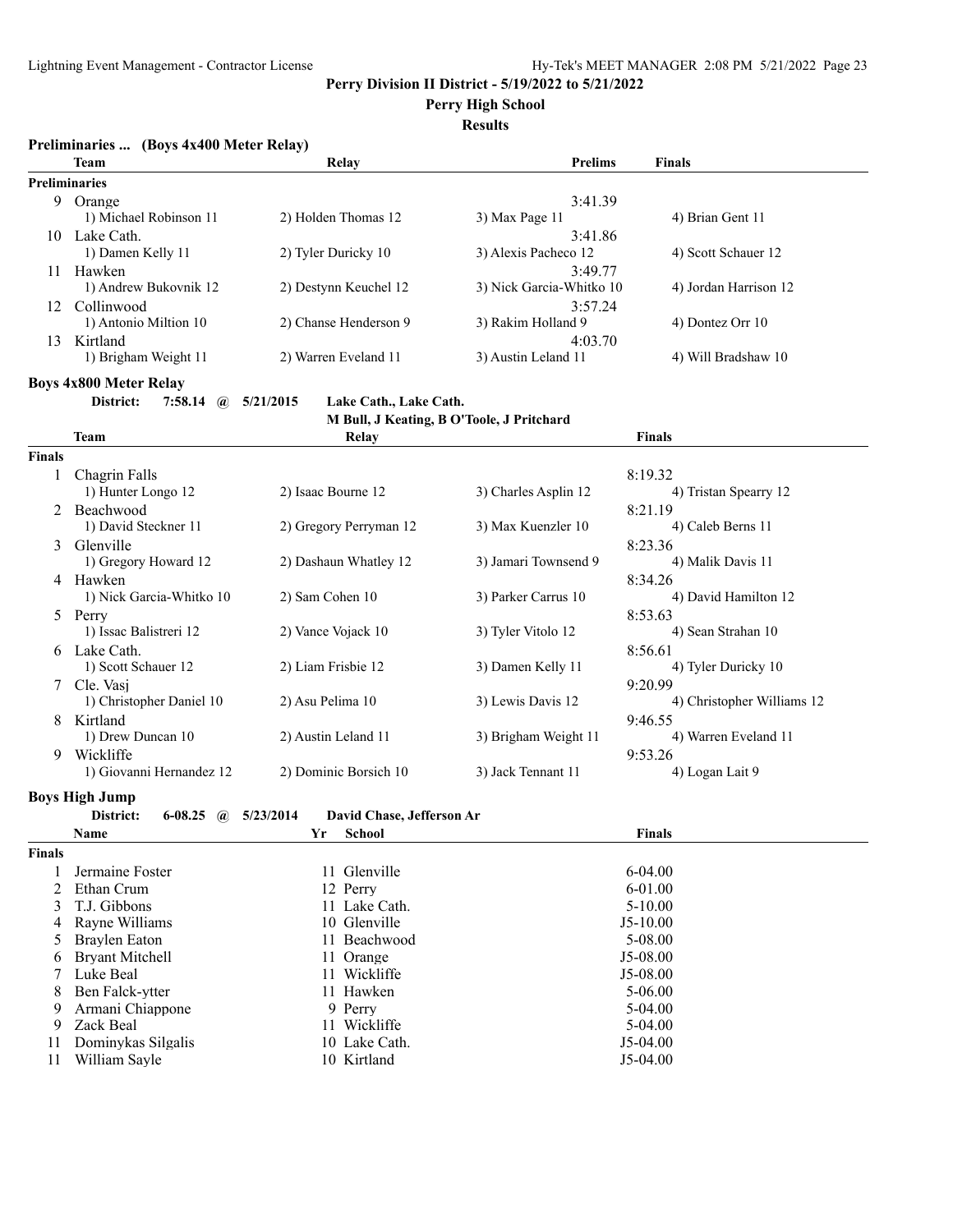## Perry Division II District - 5/19/2022 to 5/21/2022

### Perry High School

### Results

### Preliminaries ... (Boys 4x400 Meter Relay)

| | Team | Relay | | Prelims | Finals |
|---|---|---|---|---|---|
| **Preliminaries** | | | | | |
| 9 | Orange | | | 3:41.39 | |
| | 1) Michael Robinson 11 | 2) Holden Thomas 12 | 3) Max Page 11 | | 4) Brian Gent 11 |
| 10 | Lake Cath. | | | 3:41.86 | |
| | 1) Damen Kelly 11 | 2) Tyler Duricky 10 | 3) Alexis Pacheco 12 | | 4) Scott Schauer 12 |
| 11 | Hawken | | | 3:49.77 | |
| | 1) Andrew Bukovnik 12 | 2) Destynn Keuchel 12 | 3) Nick Garcia-Whitko 10 | | 4) Jordan Harrison 12 |
| 12 | Collinwood | | | 3:57.24 | |
| | 1) Antonio Miltion 10 | 2) Chanse Henderson 9 | 3) Rakim Holland 9 | | 4) Dontez Orr 10 |
| 13 | Kirtland | | | 4:03.70 | |
| | 1) Brigham Weight 11 | 2) Warren Eveland 11 | 3) Austin Leland 11 | | 4) Will Bradshaw 10 |

### Boys 4x800 Meter Relay

**District: 7:58.14 @ 5/21/2015 Lake Cath., Lake Cath.**
**M Bull, J Keating, B O'Toole, J Pritchard**

| | Team | Relay | | Finals |
|---|---|---|---|---|
| **Finals** | | | | |
| 1 | Chagrin Falls | | | 8:19.32 |
| | 1) Hunter Longo 12 | 2) Isaac Bourne 12 | 3) Charles Asplin 12 | 4) Tristan Spearry 12 |
| 2 | Beachwood | | | 8:21.19 |
| | 1) David Steckner 11 | 2) Gregory Perryman 12 | 3) Max Kuenzler 10 | 4) Caleb Berns 11 |
| 3 | Glenville | | | 8:23.36 |
| | 1) Gregory Howard 12 | 2) Dashaun Whatley 12 | 3) Jamari Townsend 9 | 4) Malik Davis 11 |
| 4 | Hawken | | | 8:34.26 |
| | 1) Nick Garcia-Whitko 10 | 2) Sam Cohen 10 | 3) Parker Carrus 10 | 4) David Hamilton 12 |
| 5 | Perry | | | 8:53.63 |
| | 1) Issac Balistreri 12 | 2) Vance Vojack 10 | 3) Tyler Vitolo 12 | 4) Sean Strahan 10 |
| 6 | Lake Cath. | | | 8:56.61 |
| | 1) Scott Schauer 12 | 2) Liam Frisbie 12 | 3) Damen Kelly 11 | 4) Tyler Duricky 10 |
| 7 | Cle. Vasj | | | 9:20.99 |
| | 1) Christopher Daniel 10 | 2) Asu Pelima 10 | 3) Lewis Davis 12 | 4) Christopher Williams 12 |
| 8 | Kirtland | | | 9:46.55 |
| | 1) Drew Duncan 10 | 2) Austin Leland 11 | 3) Brigham Weight 11 | 4) Warren Eveland 11 |
| 9 | Wickliffe | | | 9:53.26 |
| | 1) Giovanni Hernandez 12 | 2) Dominic Borsich 10 | 3) Jack Tennant 11 | 4) Logan Lait 9 |

### Boys High Jump

**District: 6-08.25 @ 5/23/2014 David Chase, Jefferson Ar**

| | Name | Yr | School | Finals |
|---|---|---|---|---|
| **Finals** | | | | |
| 1 | Jermaine Foster | 11 | Glenville | 6-04.00 |
| 2 | Ethan Crum | 12 | Perry | 6-01.00 |
| 3 | T.J. Gibbons | 11 | Lake Cath. | 5-10.00 |
| 4 | Rayne Williams | 10 | Glenville | J5-10.00 |
| 5 | Braylen Eaton | 11 | Beachwood | 5-08.00 |
| 6 | Bryant Mitchell | 11 | Orange | J5-08.00 |
| 7 | Luke Beal | 11 | Wickliffe | J5-08.00 |
| 8 | Ben Falck-ytter | 11 | Hawken | 5-06.00 |
| 9 | Armani Chiappone | 9 | Perry | 5-04.00 |
| 9 | Zack Beal | 11 | Wickliffe | 5-04.00 |
| 11 | Dominykas Silgalis | 10 | Lake Cath. | J5-04.00 |
| 11 | William Sayle | 10 | Kirtland | J5-04.00 |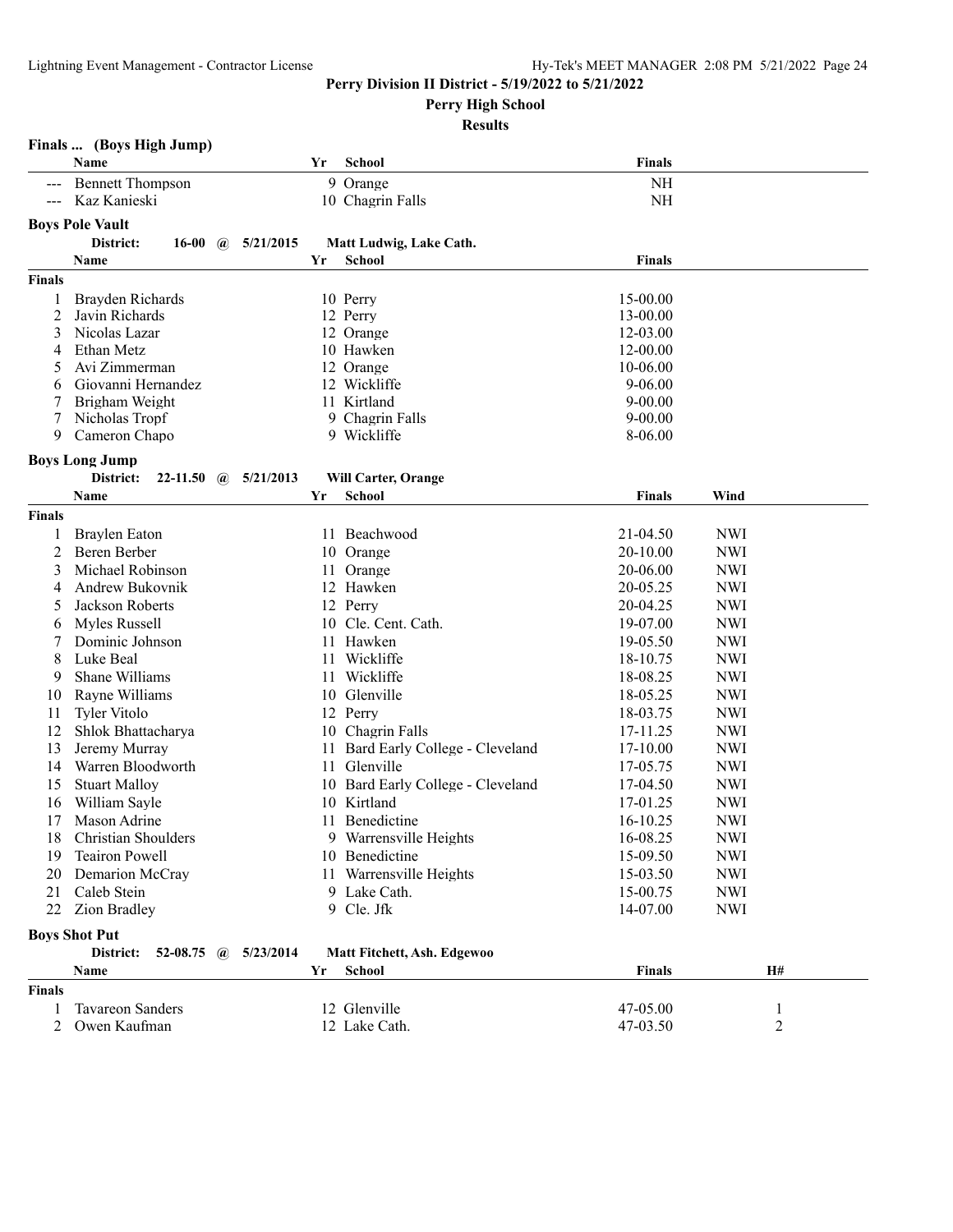**Perry Division II District - 5/19/2022 to 5/21/2022**

**Perry High School**

**Results**

### Finals ... (Boys High Jump)

| | Name | Yr | School | Finals |
|---|---|---|---|---|
| --- | Bennett Thompson | 9 | Orange | NH |
| --- | Kaz Kanieski | 10 | Chagrin Falls | NH |

### Boys Pole Vault

District: 16-00 @ 5/21/2015 Matt Ludwig, Lake Cath.

| | Name | Yr | School | Finals |
|---|---|---|---|---|
| **Finals** | | | | |
| 1 | Brayden Richards | 10 | Perry | 15-00.00 |
| 2 | Javin Richards | 12 | Perry | 13-00.00 |
| 3 | Nicolas Lazar | 12 | Orange | 12-03.00 |
| 4 | Ethan Metz | 10 | Hawken | 12-00.00 |
| 5 | Avi Zimmerman | 12 | Orange | 10-06.00 |
| 6 | Giovanni Hernandez | 12 | Wickliffe | 9-06.00 |
| 7 | Brigham Weight | 11 | Kirtland | 9-00.00 |
| 7 | Nicholas Tropf | 9 | Chagrin Falls | 9-00.00 |
| 9 | Cameron Chapo | 9 | Wickliffe | 8-06.00 |

### Boys Long Jump

District: 22-11.50 @ 5/21/2013 Will Carter, Orange

| | Name | Yr | School | Finals | Wind |
|---|---|---|---|---|---|
| **Finals** | | | | | |
| 1 | Braylen Eaton | 11 | Beachwood | 21-04.50 | NWI |
| 2 | Beren Berber | 10 | Orange | 20-10.00 | NWI |
| 3 | Michael Robinson | 11 | Orange | 20-06.00 | NWI |
| 4 | Andrew Bukovnik | 12 | Hawken | 20-05.25 | NWI |
| 5 | Jackson Roberts | 12 | Perry | 20-04.25 | NWI |
| 6 | Myles Russell | 10 | Cle. Cent. Cath. | 19-07.00 | NWI |
| 7 | Dominic Johnson | 11 | Hawken | 19-05.50 | NWI |
| 8 | Luke Beal | 11 | Wickliffe | 18-10.75 | NWI |
| 9 | Shane Williams | 11 | Wickliffe | 18-08.25 | NWI |
| 10 | Rayne Williams | 10 | Glenville | 18-05.25 | NWI |
| 11 | Tyler Vitolo | 12 | Perry | 18-03.75 | NWI |
| 12 | Shlok Bhattacharya | 10 | Chagrin Falls | 17-11.25 | NWI |
| 13 | Jeremy Murray | 11 | Bard Early College - Cleveland | 17-10.00 | NWI |
| 14 | Warren Bloodworth | 11 | Glenville | 17-05.75 | NWI |
| 15 | Stuart Malloy | 10 | Bard Early College - Cleveland | 17-04.50 | NWI |
| 16 | William Sayle | 10 | Kirtland | 17-01.25 | NWI |
| 17 | Mason Adrine | 11 | Benedictine | 16-10.25 | NWI |
| 18 | Christian Shoulders | 9 | Warrensville Heights | 16-08.25 | NWI |
| 19 | Teairon Powell | 10 | Benedictine | 15-09.50 | NWI |
| 20 | Demarion McCray | 11 | Warrensville Heights | 15-03.50 | NWI |
| 21 | Caleb Stein | 9 | Lake Cath. | 15-00.75 | NWI |
| 22 | Zion Bradley | 9 | Cle. Jfk | 14-07.00 | NWI |

### Boys Shot Put

District: 52-08.75 @ 5/23/2014 Matt Fitchett, Ash. Edgewoo

| | Name | Yr | School | Finals | H# |
|---|---|---|---|---|---|
| **Finals** | | | | | |
| 1 | Tavareon Sanders | 12 | Glenville | 47-05.00 | 1 |
| 2 | Owen Kaufman | 12 | Lake Cath. | 47-03.50 | 2 |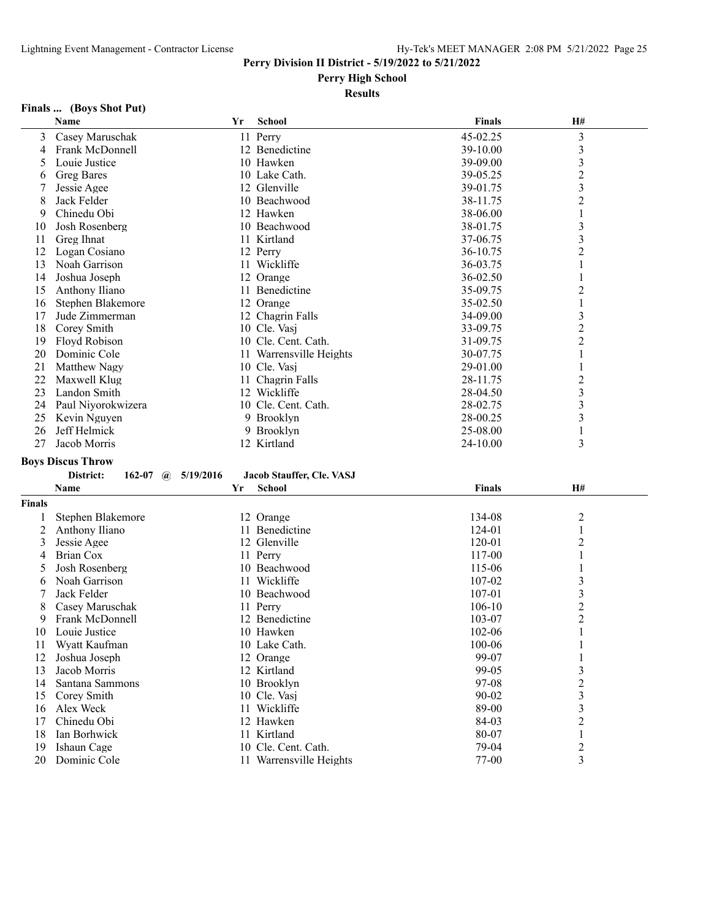Perry Division II District - 5/19/2022 to 5/21/2022

Perry High School

Results

### Finals ... (Boys Shot Put)

| | Name | Yr | School | Finals | H# |
|---|---|---|---|---|---|
| 3 | Casey Maruschak | 11 | Perry | 45-02.25 | 3 |
| 4 | Frank McDonnell | 12 | Benedictine | 39-10.00 | 3 |
| 5 | Louie Justice | 10 | Hawken | 39-09.00 | 3 |
| 6 | Greg Bares | 10 | Lake Cath. | 39-05.25 | 2 |
| 7 | Jessie Agee | 12 | Glenville | 39-01.75 | 3 |
| 8 | Jack Felder | 10 | Beachwood | 38-11.75 | 2 |
| 9 | Chinedu Obi | 12 | Hawken | 38-06.00 | 1 |
| 10 | Josh Rosenberg | 10 | Beachwood | 38-01.75 | 3 |
| 11 | Greg Ihnat | 11 | Kirtland | 37-06.75 | 3 |
| 12 | Logan Cosiano | 12 | Perry | 36-10.75 | 2 |
| 13 | Noah Garrison | 11 | Wickliffe | 36-03.75 | 1 |
| 14 | Joshua Joseph | 12 | Orange | 36-02.50 | 1 |
| 15 | Anthony Iliano | 11 | Benedictine | 35-09.75 | 2 |
| 16 | Stephen Blakemore | 12 | Orange | 35-02.50 | 1 |
| 17 | Jude Zimmerman | 12 | Chagrin Falls | 34-09.00 | 3 |
| 18 | Corey Smith | 10 | Cle. Vasj | 33-09.75 | 2 |
| 19 | Floyd Robison | 10 | Cle. Cent. Cath. | 31-09.75 | 2 |
| 20 | Dominic Cole | 11 | Warrensville Heights | 30-07.75 | 1 |
| 21 | Matthew Nagy | 10 | Cle. Vasj | 29-01.00 | 1 |
| 22 | Maxwell Klug | 11 | Chagrin Falls | 28-11.75 | 2 |
| 23 | Landon Smith | 12 | Wickliffe | 28-04.50 | 3 |
| 24 | Paul Niyorokwizera | 10 | Cle. Cent. Cath. | 28-02.75 | 3 |
| 25 | Kevin Nguyen | 9 | Brooklyn | 28-00.25 | 3 |
| 26 | Jeff Helmick | 9 | Brooklyn | 25-08.00 | 1 |
| 27 | Jacob Morris | 12 | Kirtland | 24-10.00 | 3 |

### Boys Discus Throw

District: 162-07 @ 5/19/2016 Jacob Stauffer, Cle. VASJ

**Finals**

| | Name | Yr | School | Finals | H# |
|---|---|---|---|---|---|
| 1 | Stephen Blakemore | 12 | Orange | 134-08 | 2 |
| 2 | Anthony Iliano | 11 | Benedictine | 124-01 | 1 |
| 3 | Jessie Agee | 12 | Glenville | 120-01 | 2 |
| 4 | Brian Cox | 11 | Perry | 117-00 | 1 |
| 5 | Josh Rosenberg | 10 | Beachwood | 115-06 | 1 |
| 6 | Noah Garrison | 11 | Wickliffe | 107-02 | 3 |
| 7 | Jack Felder | 10 | Beachwood | 107-01 | 3 |
| 8 | Casey Maruschak | 11 | Perry | 106-10 | 2 |
| 9 | Frank McDonnell | 12 | Benedictine | 103-07 | 2 |
| 10 | Louie Justice | 10 | Hawken | 102-06 | 1 |
| 11 | Wyatt Kaufman | 10 | Lake Cath. | 100-06 | 1 |
| 12 | Joshua Joseph | 12 | Orange | 99-07 | 1 |
| 13 | Jacob Morris | 12 | Kirtland | 99-05 | 3 |
| 14 | Santana Sammons | 10 | Brooklyn | 97-08 | 2 |
| 15 | Corey Smith | 10 | Cle. Vasj | 90-02 | 3 |
| 16 | Alex Weck | 11 | Wickliffe | 89-00 | 3 |
| 17 | Chinedu Obi | 12 | Hawken | 84-03 | 2 |
| 18 | Ian Borhwick | 11 | Kirtland | 80-07 | 1 |
| 19 | Ishaun Cage | 10 | Cle. Cent. Cath. | 79-04 | 2 |
| 20 | Dominic Cole | 11 | Warrensville Heights | 77-00 | 3 |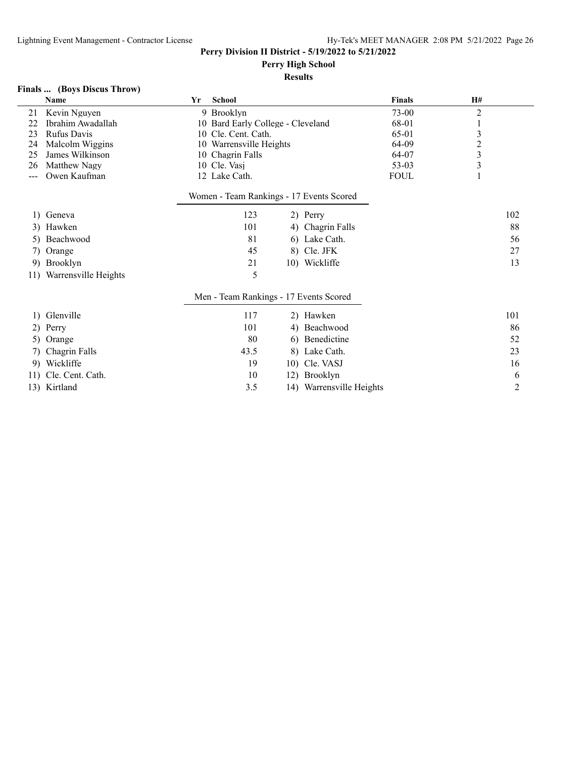**Perry Division II District - 5/19/2022 to 5/21/2022**

**Perry High School**

**Results**

**Finals ... (Boys Discus Throw)**

| | Name | Yr | School | Finals | H# |
|---|---|---|---|---|---|
| 21 | Kevin Nguyen | 9 | Brooklyn | 73-00 | 2 |
| 22 | Ibrahim Awadallah | 10 | Bard Early College - Cleveland | 68-01 | 1 |
| 23 | Rufus Davis | 10 | Cle. Cent. Cath. | 65-01 | 3 |
| 24 | Malcolm Wiggins | 10 | Warrensville Heights | 64-09 | 2 |
| 25 | James Wilkinson | 10 | Chagrin Falls | 64-07 | 3 |
| 26 | Matthew Nagy | 10 | Cle. Vasj | 53-03 | 3 |
| --- | Owen Kaufman | 12 | Lake Cath. | FOUL | 1 |

**Women - Team Rankings - 17 Events Scored**

| | | | | | |
|---|---|---|---|---|---|
| 1) | Geneva | 123 | 2) | Perry | 102 |
| 3) | Hawken | 101 | 4) | Chagrin Falls | 88 |
| 5) | Beachwood | 81 | 6) | Lake Cath. | 56 |
| 7) | Orange | 45 | 8) | Cle. JFK | 27 |
| 9) | Brooklyn | 21 | 10) | Wickliffe | 13 |
| 11) | Warrensville Heights | 5 | | | |

**Men - Team Rankings - 17 Events Scored**

| | | | | | |
|---|---|---|---|---|---|
| 1) | Glenville | 117 | 2) | Hawken | 101 |
| 2) | Perry | 101 | 4) | Beachwood | 86 |
| 5) | Orange | 80 | 6) | Benedictine | 52 |
| 7) | Chagrin Falls | 43.5 | 8) | Lake Cath. | 23 |
| 9) | Wickliffe | 19 | 10) | Cle. VASJ | 16 |
| 11) | Cle. Cent. Cath. | 10 | 12) | Brooklyn | 6 |
| 13) | Kirtland | 3.5 | 14) | Warrensville Heights | 2 |